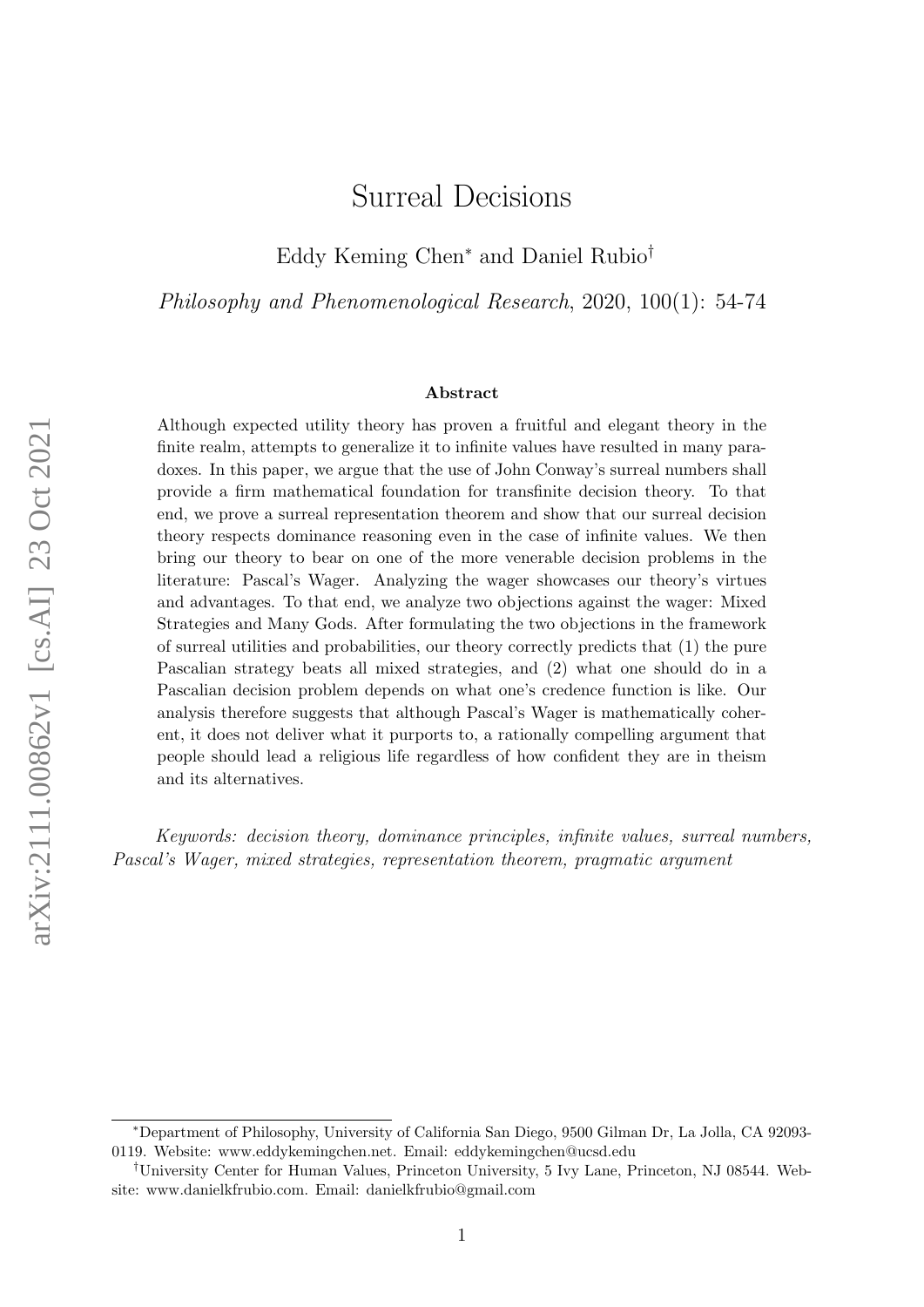# Surreal Decisions

Eddy Keming Chen[*] and Daniel Rubio[†]

*Philosophy and Phenomenological Research*, 2020, 100(1): 54-74

**Abstract**

Although expected utility theory has proven a fruitful and elegant theory in the finite realm, attempts to generalize it to infinite values have resulted in many paradoxes. In this paper, we argue that the use of John Conway's surreal numbers shall provide a firm mathematical foundation for transfinite decision theory. To that end, we prove a surreal representation theorem and show that our surreal decision theory respects dominance reasoning even in the case of infinite values. We then bring our theory to bear on one of the more venerable decision problems in the literature: Pascal's Wager. Analyzing the wager showcases our theory's virtues and advantages. To that end, we analyze two objections against the wager: Mixed Strategies and Many Gods. After formulating the two objections in the framework of surreal utilities and probabilities, our theory correctly predicts that (1) the pure Pascalian strategy beats all mixed strategies, and (2) what one should do in a Pascalian decision problem depends on what one's credence function is like. Our analysis therefore suggests that although Pascal's Wager is mathematically coherent, it does not deliver what it purports to, a rationally compelling argument that people should lead a religious life regardless of how confident they are in theism and its alternatives.

*Keywords: decision theory, dominance principles, infinite values, surreal numbers, Pascal's Wager, mixed strategies, representation theorem, pragmatic argument*

---

[*]Department of Philosophy, University of California San Diego, 9500 Gilman Dr, La Jolla, CA 92093-0119. Website: www.eddykemingchen.net. Email: eddykemingchen@ucsd.edu

[†]University Center for Human Values, Princeton University, 5 Ivy Lane, Princeton, NJ 08544. Website: www.danielkfrubio.com. Email: danielkfrubio@gmail.com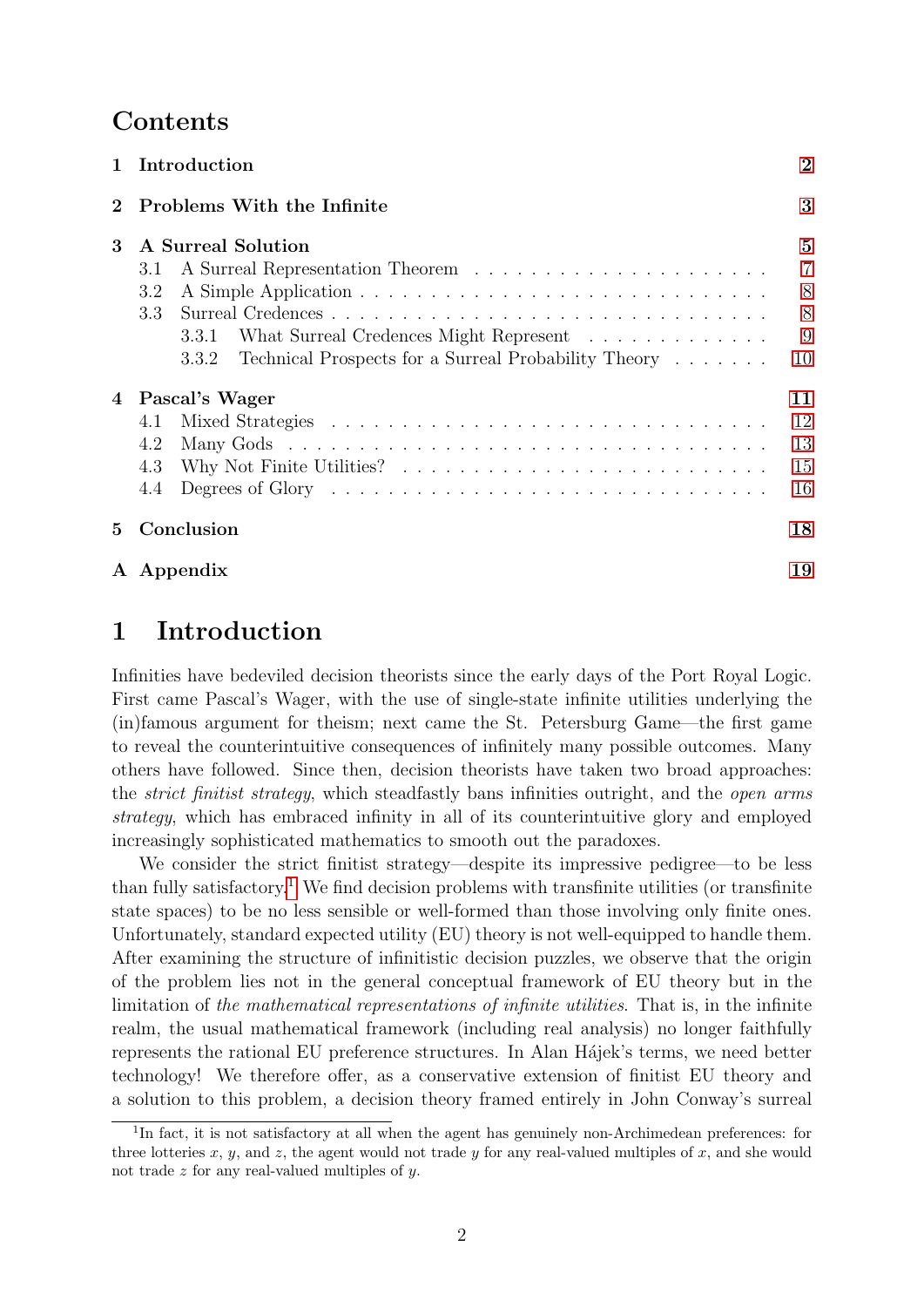# Contents

| | | |
|---|---|---|
| 1 | Introduction | 2 |
| 2 | Problems With the Infinite | 3 |
| 3 | A Surreal Solution | 5 |
| | 3.1 A Surreal Representation Theorem | 7 |
| | 3.2 A Simple Application | 8 |
| | 3.3 Surreal Credences | 8 |
| | 3.3.1 What Surreal Credences Might Represent | 9 |
| | 3.3.2 Technical Prospects for a Surreal Probability Theory | 10 |
| 4 | Pascal's Wager | 11 |
| | 4.1 Mixed Strategies | 12 |
| | 4.2 Many Gods | 13 |
| | 4.3 Why Not Finite Utilities? | 15 |
| | 4.4 Degrees of Glory | 16 |
| 5 | Conclusion | 18 |
| A | Appendix | 19 |

# 1 Introduction

Infinities have bedeviled decision theorists since the early days of the Port Royal Logic. First came Pascal's Wager, with the use of single-state infinite utilities underlying the (in)famous argument for theism; next came the St. Petersburg Game—the first game to reveal the counterintuitive consequences of infinitely many possible outcomes. Many others have followed. Since then, decision theorists have taken two broad approaches: the *strict finitist strategy*, which steadfastly bans infinities outright, and the *open arms strategy*, which has embraced infinity in all of its counterintuitive glory and employed increasingly sophisticated mathematics to smooth out the paradoxes.

We consider the strict finitist strategy—despite its impressive pedigree—to be less than fully satisfactory.[1] We find decision problems with transfinite utilities (or transfinite state spaces) to be no less sensible or well-formed than those involving only finite ones. Unfortunately, standard expected utility (EU) theory is not well-equipped to handle them. After examining the structure of infinitistic decision puzzles, we observe that the origin of the problem lies not in the general conceptual framework of EU theory but in the limitation of *the mathematical representations of infinite utilities*. That is, in the infinite realm, the usual mathematical framework (including real analysis) no longer faithfully represents the rational EU preference structures. In Alan Hájek's terms, we need better technology! We therefore offer, as a conservative extension of finitist EU theory and a solution to this problem, a decision theory framed entirely in John Conway's surreal

[1] In fact, it is not satisfactory at all when the agent has genuinely non-Archimedean preferences: for three lotteries $x$, $y$, and $z$, the agent would not trade $y$ for any real-valued multiples of $x$, and she would not trade $z$ for any real-valued multiples of $y$.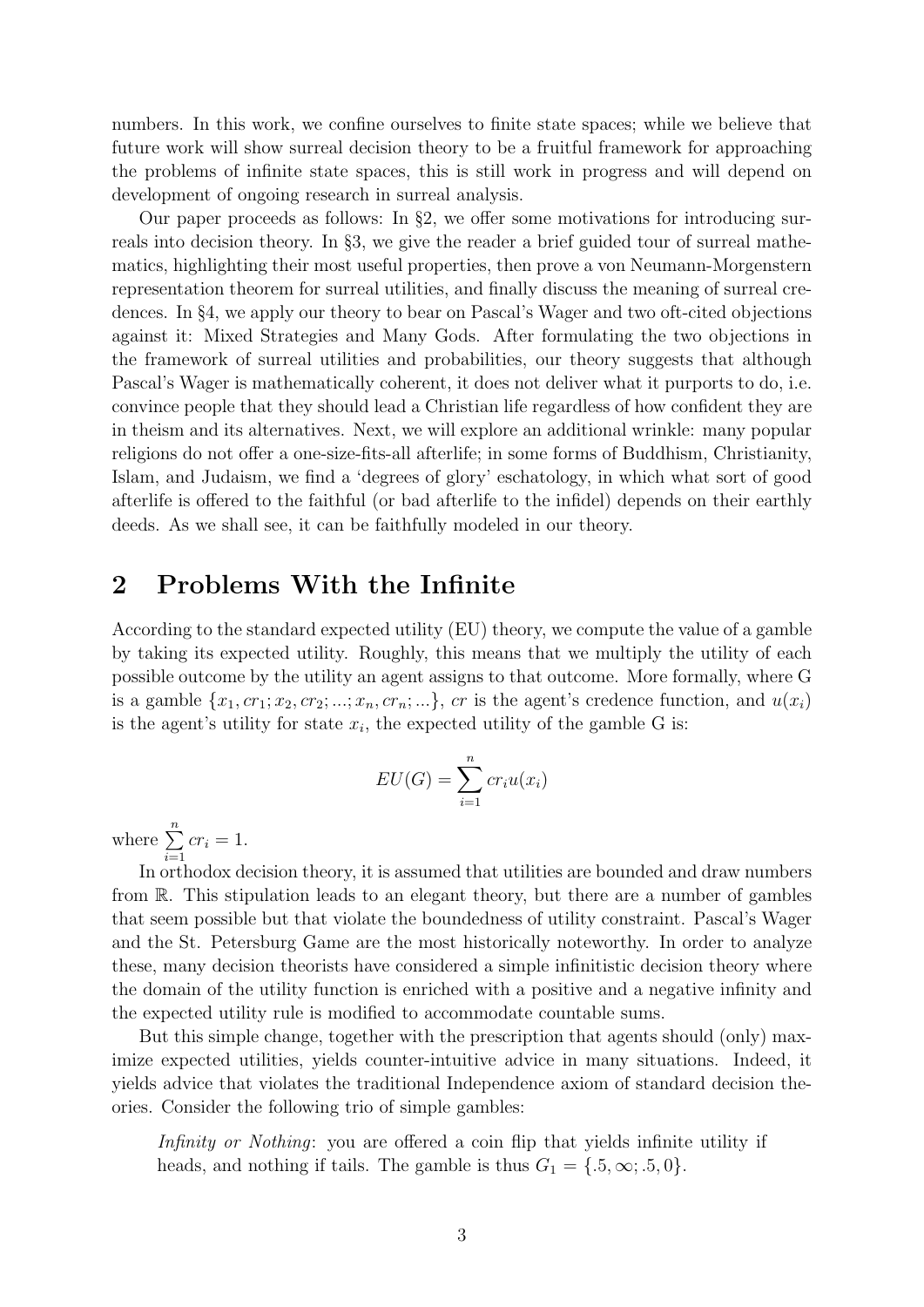numbers. In this work, we confine ourselves to finite state spaces; while we believe that future work will show surreal decision theory to be a fruitful framework for approaching the problems of infinite state spaces, this is still work in progress and will depend on development of ongoing research in surreal analysis.

Our paper proceeds as follows: In §2, we offer some motivations for introducing surreals into decision theory. In §3, we give the reader a brief guided tour of surreal mathematics, highlighting their most useful properties, then prove a von Neumann-Morgenstern representation theorem for surreal utilities, and finally discuss the meaning of surreal credences. In §4, we apply our theory to bear on Pascal's Wager and two oft-cited objections against it: Mixed Strategies and Many Gods. After formulating the two objections in the framework of surreal utilities and probabilities, our theory suggests that although Pascal's Wager is mathematically coherent, it does not deliver what it purports to do, i.e. convince people that they should lead a Christian life regardless of how confident they are in theism and its alternatives. Next, we will explore an additional wrinkle: many popular religions do not offer a one-size-fits-all afterlife; in some forms of Buddhism, Christianity, Islam, and Judaism, we find a 'degrees of glory' eschatology, in which what sort of good afterlife is offered to the faithful (or bad afterlife to the infidel) depends on their earthly deeds. As we shall see, it can be faithfully modeled in our theory.

## 2 Problems With the Infinite

According to the standard expected utility (EU) theory, we compute the value of a gamble by taking its expected utility. Roughly, this means that we multiply the utility of each possible outcome by the utility an agent assigns to that outcome. More formally, where G is a gamble $\{x_1, cr_1; x_2, cr_2; ...; x_n, cr_n; ...\}$, $cr$ is the agent's credence function, and $u(x_i)$ is the agent's utility for state $x_i$, the expected utility of the gamble G is:

$$EU(G) = \sum_{i=1}^{n} cr_i u(x_i)$$

where $\sum_{i=1}^{n} cr_i = 1$.

In orthodox decision theory, it is assumed that utilities are bounded and draw numbers from $\mathbb{R}$. This stipulation leads to an elegant theory, but there are a number of gambles that seem possible but that violate the boundedness of utility constraint. Pascal's Wager and the St. Petersburg Game are the most historically noteworthy. In order to analyze these, many decision theorists have considered a simple infinitistic decision theory where the domain of the utility function is enriched with a positive and a negative infinity and the expected utility rule is modified to accommodate countable sums.

But this simple change, together with the prescription that agents should (only) maximize expected utilities, yields counter-intuitive advice in many situations. Indeed, it yields advice that violates the traditional Independence axiom of standard decision theories. Consider the following trio of simple gambles:

> *Infinity or Nothing*: you are offered a coin flip that yields infinite utility if heads, and nothing if tails. The gamble is thus $G_1 = \{.5, \infty; .5, 0\}$.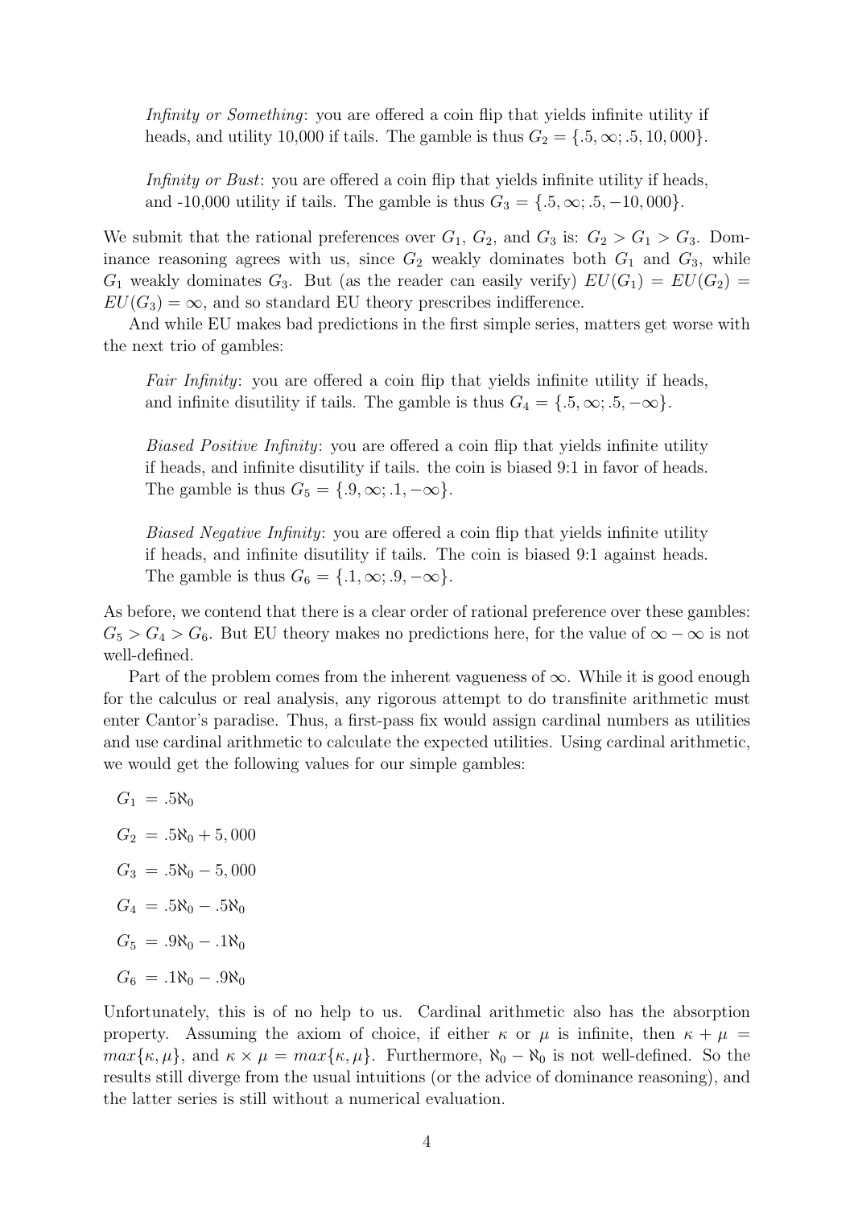*Infinity or Something*: you are offered a coin flip that yields infinite utility if heads, and utility 10,000 if tails. The gamble is thus $G_2 = \{.5, \infty; .5, 10,000\}$.

*Infinity or Bust*: you are offered a coin flip that yields infinite utility if heads, and -10,000 utility if tails. The gamble is thus $G_3 = \{.5, \infty; .5, -10,000\}$.

We submit that the rational preferences over $G_1$, $G_2$, and $G_3$ is: $G_2 > G_1 > G_3$. Dominance reasoning agrees with us, since $G_2$ weakly dominates both $G_1$ and $G_3$, while $G_1$ weakly dominates $G_3$. But (as the reader can easily verify) $EU(G_1) = EU(G_2) = EU(G_3) = \infty$, and so standard EU theory prescribes indifference.

And while EU makes bad predictions in the first simple series, matters get worse with the next trio of gambles:

*Fair Infinity*: you are offered a coin flip that yields infinite utility if heads, and infinite disutility if tails. The gamble is thus $G_4 = \{.5, \infty; .5, -\infty\}$.

*Biased Positive Infinity*: you are offered a coin flip that yields infinite utility if heads, and infinite disutility if tails. the coin is biased 9:1 in favor of heads. The gamble is thus $G_5 = \{.9, \infty; .1, -\infty\}$.

*Biased Negative Infinity*: you are offered a coin flip that yields infinite utility if heads, and infinite disutility if tails. The coin is biased 9:1 against heads. The gamble is thus $G_6 = \{.1, \infty; .9, -\infty\}$.

As before, we contend that there is a clear order of rational preference over these gambles: $G_5 > G_4 > G_6$. But EU theory makes no predictions here, for the value of $\infty - \infty$ is not well-defined.

Part of the problem comes from the inherent vagueness of $\infty$. While it is good enough for the calculus or real analysis, any rigorous attempt to do transfinite arithmetic must enter Cantor's paradise. Thus, a first-pass fix would assign cardinal numbers as utilities and use cardinal arithmetic to calculate the expected utilities. Using cardinal arithmetic, we would get the following values for our simple gambles:

$G_1 = .5\aleph_0$

$G_2 = .5\aleph_0 + 5,000$

$G_3 = .5\aleph_0 - 5,000$

$G_4 = .5\aleph_0 - .5\aleph_0$

$G_5 = .9\aleph_0 - .1\aleph_0$

$G_6 = .1\aleph_0 - .9\aleph_0$

Unfortunately, this is of no help to us. Cardinal arithmetic also has the absorption property. Assuming the axiom of choice, if either $\kappa$ or $\mu$ is infinite, then $\kappa + \mu = max\{\kappa, \mu\}$, and $\kappa \times \mu = max\{\kappa, \mu\}$. Furthermore, $\aleph_0 - \aleph_0$ is not well-defined. So the results still diverge from the usual intuitions (or the advice of dominance reasoning), and the latter series is still without a numerical evaluation.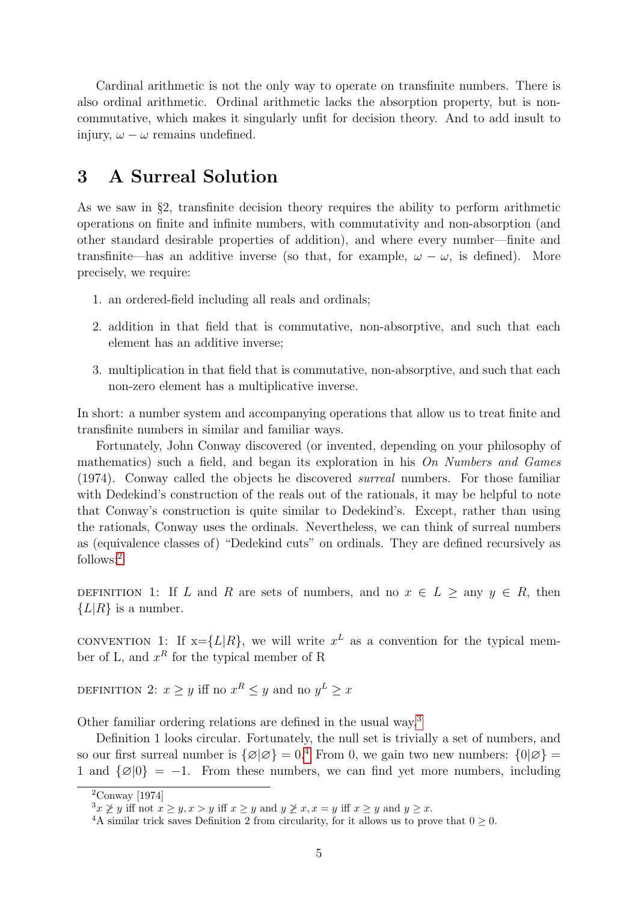Cardinal arithmetic is not the only way to operate on transfinite numbers. There is also ordinal arithmetic. Ordinal arithmetic lacks the absorption property, but is non-commutative, which makes it singularly unfit for decision theory. And to add insult to injury, $\omega - \omega$ remains undefined.

## 3 A Surreal Solution

As we saw in §2, transfinite decision theory requires the ability to perform arithmetic operations on finite and infinite numbers, with commutativity and non-absorption (and other standard desirable properties of addition), and where every number—finite and transfinite—has an additive inverse (so that, for example, $\omega - \omega$, is defined). More precisely, we require:

1. an ordered-field including all reals and ordinals;
2. addition in that field that is commutative, non-absorptive, and such that each element has an additive inverse;
3. multiplication in that field that is commutative, non-absorptive, and such that each non-zero element has a multiplicative inverse.

In short: a number system and accompanying operations that allow us to treat finite and transfinite numbers in similar and familiar ways.

Fortunately, John Conway discovered (or invented, depending on your philosophy of mathematics) such a field, and began its exploration in his *On Numbers and Games* (1974). Conway called the objects he discovered *surreal* numbers. For those familiar with Dedekind's construction of the reals out of the rationals, it may be helpful to note that Conway's construction is quite similar to Dedekind's. Except, rather than using the rationals, Conway uses the ordinals. Nevertheless, we can think of surreal numbers as (equivalence classes of) "Dedekind cuts" on ordinals. They are defined recursively as follows:[2]

DEFINITION 1: If $L$ and $R$ are sets of numbers, and no $x \in L \geq$ any $y \in R$, then $\{L|R\}$ is a number.

CONVENTION 1: If x=$\{L|R\}$, we will write $x^L$ as a convention for the typical member of L, and $x^R$ for the typical member of R

DEFINITION 2: $x \geq y$ iff no $x^R \leq y$ and no $y^L \geq x$

Other familiar ordering relations are defined in the usual way.[3]

Definition 1 looks circular. Fortunately, the null set is trivially a set of numbers, and so our first surreal number is $\{\varnothing|\varnothing\} = 0$.[4] From 0, we gain two new numbers: $\{0|\varnothing\} = 1$ and $\{\varnothing|0\} = -1$. From these numbers, we can find yet more numbers, including

---

[2] Conway [1974]

[3] $x \ngeq y$ iff not $x \geq y, x > y$ iff $x \geq y$ and $y \ngeq x, x = y$ iff $x \geq y$ and $y \geq x$.

[4] A similar trick saves Definition 2 from circularity, for it allows us to prove that $0 \geq 0$.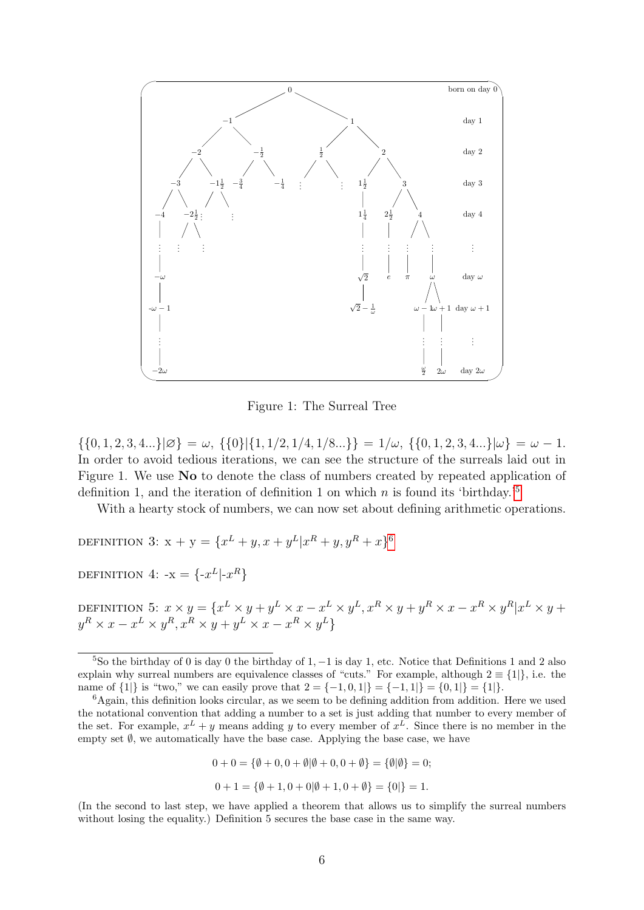Figure 1: The Surreal Tree

$\{\{0, 1, 2, 3, 4...\}|\varnothing\} = \omega$, $\{\{0\}|\{1, 1/2, 1/4, 1/8...\}\} = 1/\omega$, $\{\{0, 1, 2, 3, 4...\}|\omega\} = \omega - 1$. In order to avoid tedious iterations, we can see the structure of the surreals laid out in Figure 1. We use **No** to denote the class of numbers created by repeated application of definition 1, and the iteration of definition 1 on which $n$ is found its 'birthday.'[5]

With a hearty stock of numbers, we can now set about defining arithmetic operations.

DEFINITION 3: $x + y = \{x^L + y, x + y^L | x^R + y, y^R + x\}$[6]

DEFINITION 4: $-x = \{-x^L | -x^R\}$

DEFINITION 5: $x \times y = \{x^L \times y + y^L \times x - x^L \times y^L, x^R \times y + y^R \times x - x^R \times y^R | x^L \times y + y^R \times x - x^L \times y^R, x^R \times y + y^L \times x - x^R \times y^L\}$

---

[5] So the birthday of 0 is day 0 the birthday of $1, -1$ is day 1, etc. Notice that Definitions 1 and 2 also explain why surreal numbers are equivalence classes of "cuts." For example, although $2 \equiv \{1|\}$, i.e. the name of $\{1|\}$ is "two," we can easily prove that $2 = \{-1, 0, 1|\} = \{-1, 1|\} = \{0, 1|\} = \{1|\}$.

[6] Again, this definition looks circular, as we seem to be defining addition from addition. Here we used the notational convention that adding a number to a set is just adding that number to every member of the set. For example, $x^L + y$ means adding $y$ to every member of $x^L$. Since there is no member in the empty set $\emptyset$, we automatically have the base case. Applying the base case, we have

$$0 + 0 = \{\emptyset + 0, 0 + \emptyset | \emptyset + 0, 0 + \emptyset\} = \{\emptyset | \emptyset\} = 0;$$

$$0 + 1 = \{\emptyset + 1, 0 + 0 | \emptyset + 1, 0 + \emptyset\} = \{0|\} = 1.$$

(In the second to last step, we have applied a theorem that allows us to simplify the surreal numbers without losing the equality.) Definition 5 secures the base case in the same way.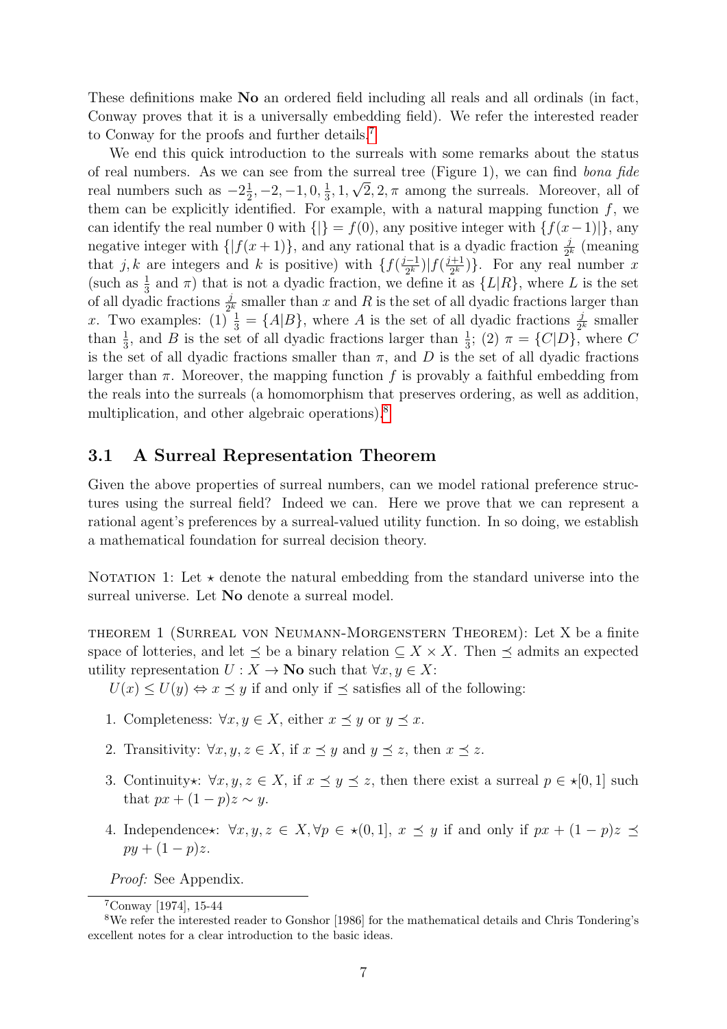These definitions make **No** an ordered field including all reals and all ordinals (in fact, Conway proves that it is a universally embedding field). We refer the interested reader to Conway for the proofs and further details.[7]

We end this quick introduction to the surreals with some remarks about the status of real numbers. As we can see from the surreal tree (Figure 1), we can find *bona fide* real numbers such as $-2\frac{1}{2}, -2, -1, 0, \frac{1}{3}, 1, \sqrt{2}, 2, \pi$ among the surreals. Moreover, all of them can be explicitly identified. For example, with a natural mapping function $f$, we can identify the real number 0 with $\{|\} = f(0)$, any positive integer with $\{f(x-1)|\}$, any negative integer with $\{|f(x+1)\}$, and any rational that is a dyadic fraction $\frac{j}{2^k}$ (meaning that $j, k$ are integers and $k$ is positive) with $\{f(\frac{j-1}{2^k})|f(\frac{j+1}{2^k})\}$. For any real number $x$ (such as $\frac{1}{3}$ and $\pi$) that is not a dyadic fraction, we define it as $\{L|R\}$, where $L$ is the set of all dyadic fractions $\frac{j}{2^k}$ smaller than $x$ and $R$ is the set of all dyadic fractions larger than $x$. Two examples: (1) $\frac{1}{3} = \{A|B\}$, where $A$ is the set of all dyadic fractions $\frac{j}{2^k}$ smaller than $\frac{1}{3}$, and $B$ is the set of all dyadic fractions larger than $\frac{1}{3}$; (2) $\pi = \{C|D\}$, where $C$ is the set of all dyadic fractions smaller than $\pi$, and $D$ is the set of all dyadic fractions larger than $\pi$. Moreover, the mapping function $f$ is provably a faithful embedding from the reals into the surreals (a homomorphism that preserves ordering, as well as addition, multiplication, and other algebraic operations).[8]

### 3.1 A Surreal Representation Theorem

Given the above properties of surreal numbers, can we model rational preference structures using the surreal field? Indeed we can. Here we prove that we can represent a rational agent's preferences by a surreal-valued utility function. In so doing, we establish a mathematical foundation for surreal decision theory.

NOTATION 1: Let $\star$ denote the natural embedding from the standard universe into the surreal universe. Let **No** denote a surreal model.

THEOREM 1 (SURREAL VON NEUMANN-MORGENSTERN THEOREM): Let X be a finite space of lotteries, and let $\preceq$ be a binary relation $\subseteq X \times X$. Then $\preceq$ admits an expected utility representation $U : X \to \mathbf{No}$ such that $\forall x, y \in X$:

$U(x) \leq U(y) \Leftrightarrow x \preceq y$ if and only if $\preceq$ satisfies all of the following:

1. Completeness: $\forall x, y \in X$, either $x \preceq y$ or $y \preceq x$.
2. Transitivity: $\forall x, y, z \in X$, if $x \preceq y$ and $y \preceq z$, then $x \preceq z$.
3. Continuity$\star$: $\forall x, y, z \in X$, if $x \preceq y \preceq z$, then there exist a surreal $p \in \star[0, 1]$ such that $px + (1-p)z \sim y$.
4. Independence$\star$: $\forall x, y, z \in X, \forall p \in \star(0, 1]$, $x \preceq y$ if and only if $px + (1-p)z \preceq py + (1-p)z$.

*Proof:* See Appendix.

[7] Conway [1974], 15-44

[8] We refer the interested reader to Gonshor [1986] for the mathematical details and Chris Tondering's excellent notes for a clear introduction to the basic ideas.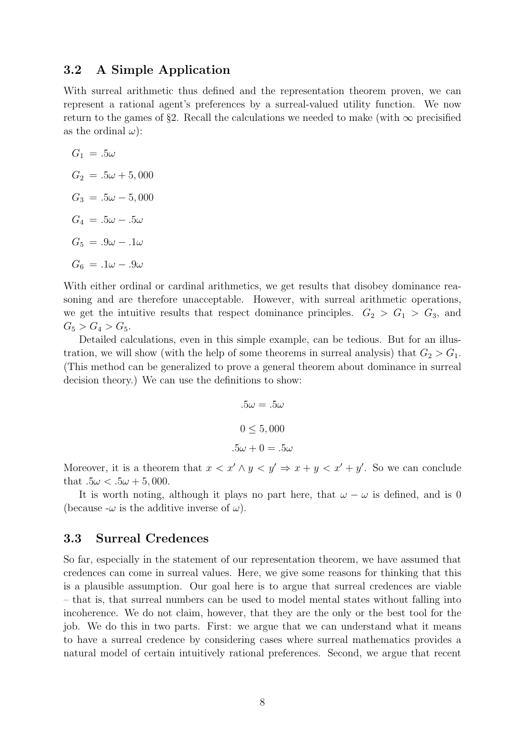### 3.2 A Simple Application

With surreal arithmetic thus defined and the representation theorem proven, we can represent a rational agent's preferences by a surreal-valued utility function. We now return to the games of §2. Recall the calculations we needed to make (with $\infty$ precisified as the ordinal $\omega$):

$G_1 = .5\omega$

$G_2 = .5\omega + 5,000$

$G_3 = .5\omega - 5,000$

$G_4 = .5\omega - .5\omega$

$G_5 = .9\omega - .1\omega$

$G_6 = .1\omega - .9\omega$

With either ordinal or cardinal arithmetics, we get results that disobey dominance reasoning and are therefore unacceptable. However, with surreal arithmetic operations, we get the intuitive results that respect dominance principles. $G_2 > G_1 > G_3$, and $G_5 > G_4 > G_5$.

Detailed calculations, even in this simple example, can be tedious. But for an illustration, we will show (with the help of some theorems in surreal analysis) that $G_2 > G_1$. (This method can be generalized to prove a general theorem about dominance in surreal decision theory.) We can use the definitions to show:

$$.5\omega = .5\omega$$

$$0 \leq 5,000$$

$$.5\omega + 0 = .5\omega$$

Moreover, it is a theorem that $x < x' \wedge y < y' \Rightarrow x + y < x' + y'$. So we can conclude that $.5\omega < .5\omega + 5,000$.

It is worth noting, although it plays no part here, that $\omega - \omega$ is defined, and is 0 (because $-\omega$ is the additive inverse of $\omega$).

### 3.3 Surreal Credences

So far, especially in the statement of our representation theorem, we have assumed that credences can come in surreal values. Here, we give some reasons for thinking that this is a plausible assumption. Our goal here is to argue that surreal credences are viable – that is, that surreal numbers can be used to model mental states without falling into incoherence. We do not claim, however, that they are the only or the best tool for the job. We do this in two parts. First: we argue that we can understand what it means to have a surreal credence by considering cases where surreal mathematics provides a natural model of certain intuitively rational preferences. Second, we argue that recent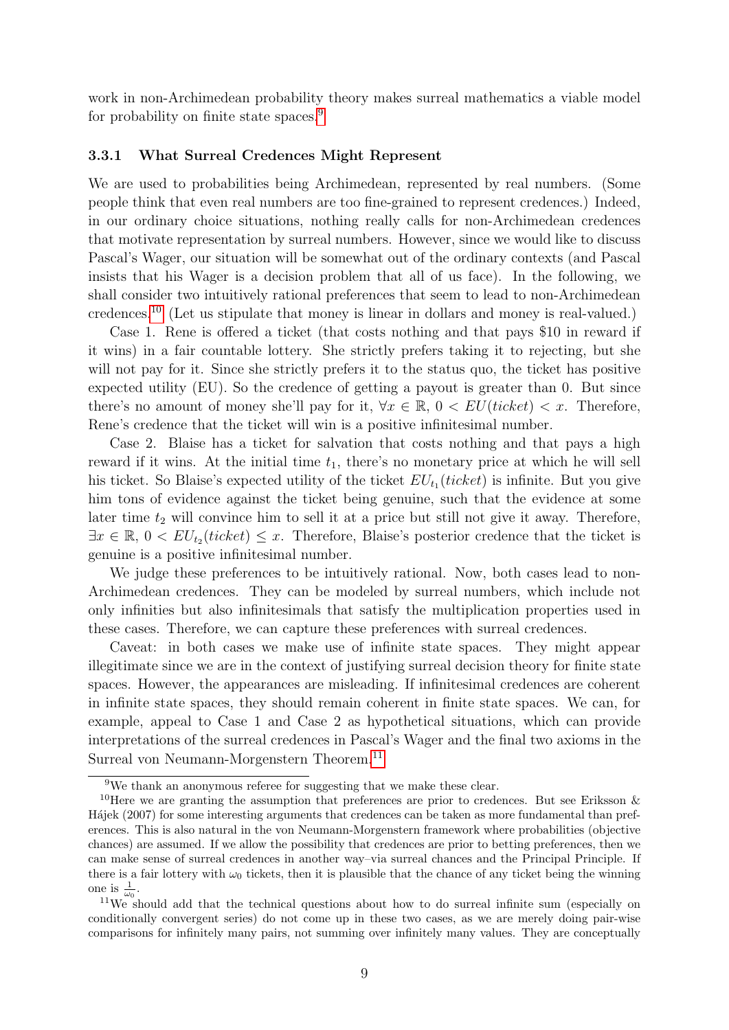work in non-Archimedean probability theory makes surreal mathematics a viable model for probability on finite state spaces.[9]

### 3.3.1 What Surreal Credences Might Represent

We are used to probabilities being Archimedean, represented by real numbers. (Some people think that even real numbers are too fine-grained to represent credences.) Indeed, in our ordinary choice situations, nothing really calls for non-Archimedean credences that motivate representation by surreal numbers. However, since we would like to discuss Pascal's Wager, our situation will be somewhat out of the ordinary contexts (and Pascal insists that his Wager is a decision problem that all of us face). In the following, we shall consider two intuitively rational preferences that seem to lead to non-Archimedean credences.[10] (Let us stipulate that money is linear in dollars and money is real-valued.)

Case 1. Rene is offered a ticket (that costs nothing and that pays \$10 in reward if it wins) in a fair countable lottery. She strictly prefers taking it to rejecting, but she will not pay for it. Since she strictly prefers it to the status quo, the ticket has positive expected utility (EU). So the credence of getting a payout is greater than 0. But since there's no amount of money she'll pay for it, $\forall x \in \mathbb{R}$, $0 < EU(ticket) < x$. Therefore, Rene's credence that the ticket will win is a positive infinitesimal number.

Case 2. Blaise has a ticket for salvation that costs nothing and that pays a high reward if it wins. At the initial time $t_1$, there's no monetary price at which he will sell his ticket. So Blaise's expected utility of the ticket $EU_{t_1}(ticket)$ is infinite. But you give him tons of evidence against the ticket being genuine, such that the evidence at some later time $t_2$ will convince him to sell it at a price but still not give it away. Therefore, $\exists x \in \mathbb{R}$, $0 < EU_{t_2}(ticket) \leq x$. Therefore, Blaise's posterior credence that the ticket is genuine is a positive infinitesimal number.

We judge these preferences to be intuitively rational. Now, both cases lead to non-Archimedean credences. They can be modeled by surreal numbers, which include not only infinities but also infinitesimals that satisfy the multiplication properties used in these cases. Therefore, we can capture these preferences with surreal credences.

Caveat: in both cases we make use of infinite state spaces. They might appear illegitimate since we are in the context of justifying surreal decision theory for finite state spaces. However, the appearances are misleading. If infinitesimal credences are coherent in infinite state spaces, they should remain coherent in finite state spaces. We can, for example, appeal to Case 1 and Case 2 as hypothetical situations, which can provide interpretations of the surreal credences in Pascal's Wager and the final two axioms in the Surreal von Neumann-Morgenstern Theorem.[11]

---

[9] We thank an anonymous referee for suggesting that we make these clear.

[10] Here we are granting the assumption that preferences are prior to credences. But see Eriksson & Hájek (2007) for some interesting arguments that credences can be taken as more fundamental than preferences. This is also natural in the von Neumann-Morgenstern framework where probabilities (objective chances) are assumed. If we allow the possibility that credences are prior to betting preferences, then we can make sense of surreal credences in another way–via surreal chances and the Principal Principle. If there is a fair lottery with $\omega_0$ tickets, then it is plausible that the chance of any ticket being the winning one is $\frac{1}{\omega_0}$.

[11] We should add that the technical questions about how to do surreal infinite sum (especially on conditionally convergent series) do not come up in these two cases, as we are merely doing pair-wise comparisons for infinitely many pairs, not summing over infinitely many values. They are conceptually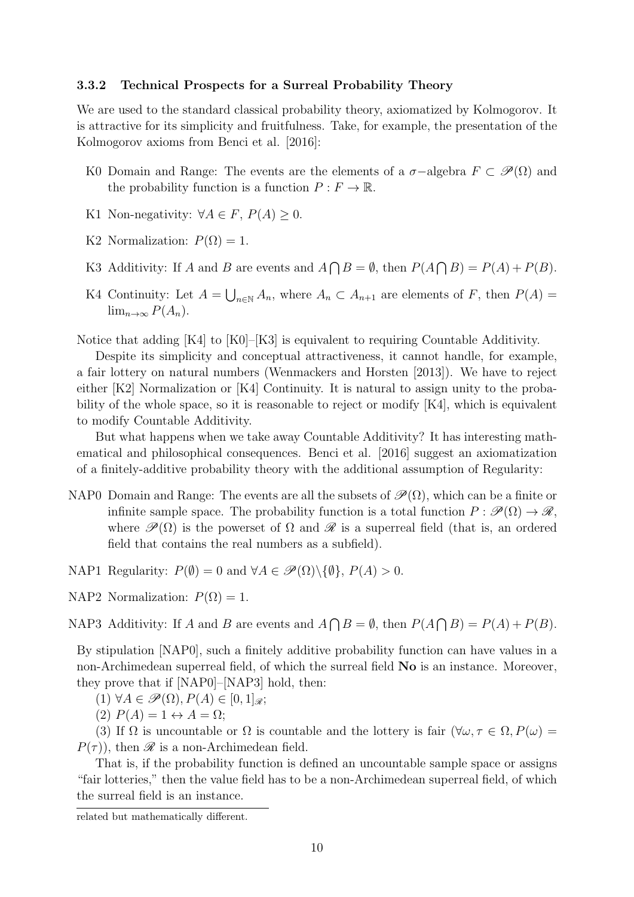### 3.3.2 Technical Prospects for a Surreal Probability Theory

We are used to the standard classical probability theory, axiomatized by Kolmogorov. It is attractive for its simplicity and fruitfulness. Take, for example, the presentation of the Kolmogorov axioms from Benci et al. [2016]:

- K0 Domain and Range: The events are the elements of a $\sigma-$algebra $F \subset \mathscr{P}(\Omega)$ and the probability function is a function $P : F \to \mathbb{R}$.
- K1 Non-negativity: $\forall A \in F,\ P(A) \geq 0$.
- K2 Normalization: $P(\Omega) = 1$.
- K3 Additivity: If $A$ and $B$ are events and $A \bigcap B = \emptyset$, then $P(A \bigcap B) = P(A) + P(B)$.
- K4 Continuity: Let $A = \bigcup_{n \in \mathbb{N}} A_n$, where $A_n \subset A_{n+1}$ are elements of $F$, then $P(A) = \lim_{n\to\infty} P(A_n)$.

Notice that adding [K4] to [K0]–[K3] is equivalent to requiring Countable Additivity.

Despite its simplicity and conceptual attractiveness, it cannot handle, for example, a fair lottery on natural numbers (Wenmackers and Horsten [2013]). We have to reject either [K2] Normalization or [K4] Continuity. It is natural to assign unity to the probability of the whole space, so it is reasonable to reject or modify [K4], which is equivalent to modify Countable Additivity.

But what happens when we take away Countable Additivity? It has interesting mathematical and philosophical consequences. Benci et al. [2016] suggest an axiomatization of a finitely-additive probability theory with the additional assumption of Regularity:

- NAP0 Domain and Range: The events are all the subsets of $\mathscr{P}(\Omega)$, which can be a finite or infinite sample space. The probability function is a total function $P : \mathscr{P}(\Omega) \to \mathscr{R}$, where $\mathscr{P}(\Omega)$ is the powerset of $\Omega$ and $\mathscr{R}$ is a superreal field (that is, an ordered field that contains the real numbers as a subfield).
- NAP1 Regularity: $P(\emptyset) = 0$ and $\forall A \in \mathscr{P}(\Omega)\backslash\{\emptyset\},\ P(A) > 0$.
- NAP2 Normalization: $P(\Omega) = 1$.
- NAP3 Additivity: If $A$ and $B$ are events and $A \bigcap B = \emptyset$, then $P(A \bigcap B) = P(A) + P(B)$.

By stipulation [NAP0], such a finitely additive probability function can have values in a non-Archimedean superreal field, of which the surreal field **No** is an instance. Moreover, they prove that if [NAP0]–[NAP3] hold, then:

(1) $\forall A \in \mathscr{P}(\Omega), P(A) \in [0, 1]_{\mathscr{R}}$;

(2) $P(A) = 1 \leftrightarrow A = \Omega$;

(3) If $\Omega$ is uncountable or $\Omega$ is countable and the lottery is fair ($\forall \omega, \tau \in \Omega, P(\omega) = P(\tau)$), then $\mathscr{R}$ is a non-Archimedean field.

That is, if the probability function is defined an uncountable sample space or assigns "fair lotteries," then the value field has to be a non-Archimedean superreal field, of which the surreal field is an instance.

related but mathematically different.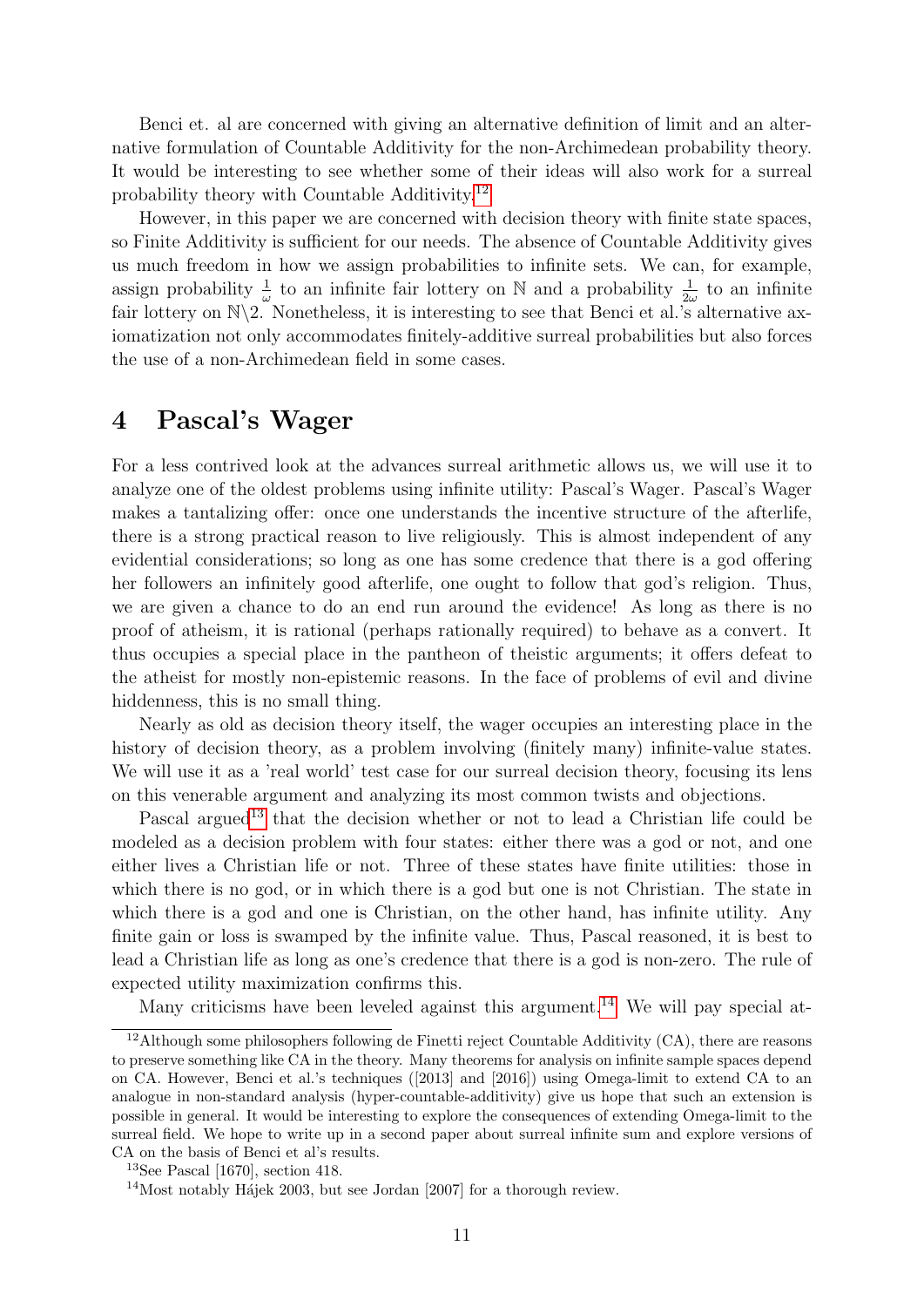Benci et. al are concerned with giving an alternative definition of limit and an alternative formulation of Countable Additivity for the non-Archimedean probability theory. It would be interesting to see whether some of their ideas will also work for a surreal probability theory with Countable Additivity.[12]

However, in this paper we are concerned with decision theory with finite state spaces, so Finite Additivity is sufficient for our needs. The absence of Countable Additivity gives us much freedom in how we assign probabilities to infinite sets. We can, for example, assign probability $\frac{1}{\omega}$ to an infinite fair lottery on $\mathbb{N}$ and a probability $\frac{1}{2\omega}$ to an infinite fair lottery on $\mathbb{N}\backslash 2$. Nonetheless, it is interesting to see that Benci et al.'s alternative axiomatization not only accommodates finitely-additive surreal probabilities but also forces the use of a non-Archimedean field in some cases.

# 4 Pascal's Wager

For a less contrived look at the advances surreal arithmetic allows us, we will use it to analyze one of the oldest problems using infinite utility: Pascal's Wager. Pascal's Wager makes a tantalizing offer: once one understands the incentive structure of the afterlife, there is a strong practical reason to live religiously. This is almost independent of any evidential considerations; so long as one has some credence that there is a god offering her followers an infinitely good afterlife, one ought to follow that god's religion. Thus, we are given a chance to do an end run around the evidence! As long as there is no proof of atheism, it is rational (perhaps rationally required) to behave as a convert. It thus occupies a special place in the pantheon of theistic arguments; it offers defeat to the atheist for mostly non-epistemic reasons. In the face of problems of evil and divine hiddenness, this is no small thing.

Nearly as old as decision theory itself, the wager occupies an interesting place in the history of decision theory, as a problem involving (finitely many) infinite-value states. We will use it as a 'real world' test case for our surreal decision theory, focusing its lens on this venerable argument and analyzing its most common twists and objections.

Pascal argued[13] that the decision whether or not to lead a Christian life could be modeled as a decision problem with four states: either there was a god or not, and one either lives a Christian life or not. Three of these states have finite utilities: those in which there is no god, or in which there is a god but one is not Christian. The state in which there is a god and one is Christian, on the other hand, has infinite utility. Any finite gain or loss is swamped by the infinite value. Thus, Pascal reasoned, it is best to lead a Christian life as long as one's credence that there is a god is non-zero. The rule of expected utility maximization confirms this.

Many criticisms have been leveled against this argument.[14] We will pay special at-

[12]Although some philosophers following de Finetti reject Countable Additivity (CA), there are reasons to preserve something like CA in the theory. Many theorems for analysis on infinite sample spaces depend on CA. However, Benci et al.'s techniques ([2013] and [2016]) using Omega-limit to extend CA to an analogue in non-standard analysis (hyper-countable-additivity) give us hope that such an extension is possible in general. It would be interesting to explore the consequences of extending Omega-limit to the surreal field. We hope to write up in a second paper about surreal infinite sum and explore versions of CA on the basis of Benci et al's results.

[13]See Pascal [1670], section 418.

[14]Most notably Hájek 2003, but see Jordan [2007] for a thorough review.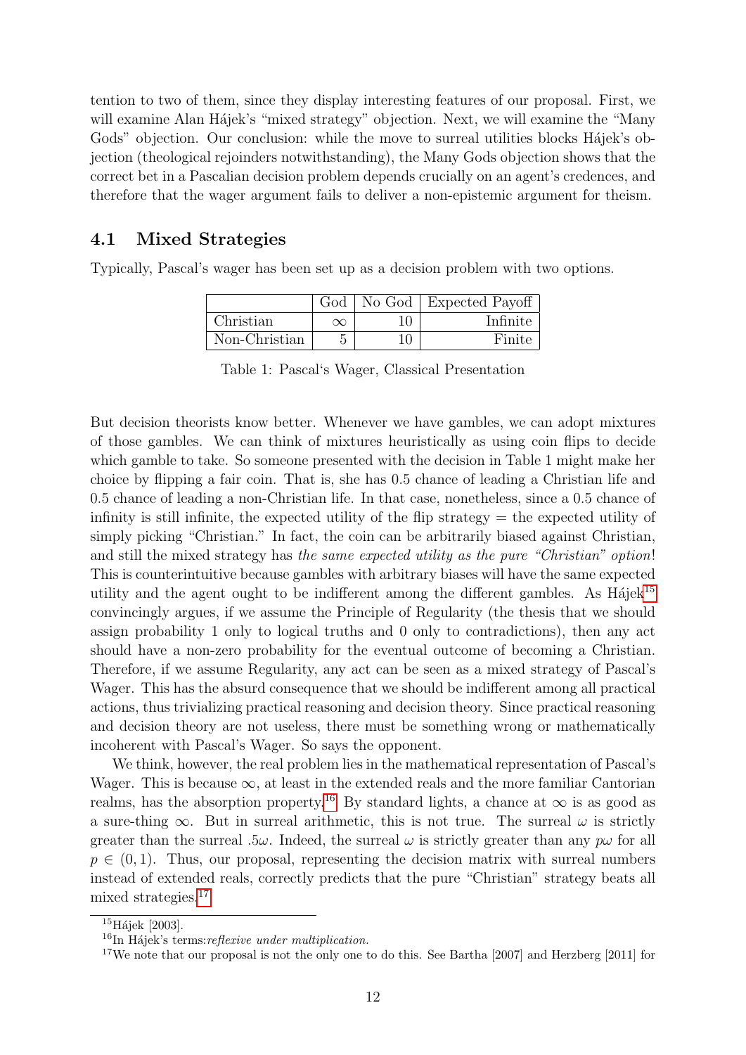tention to two of them, since they display interesting features of our proposal. First, we will examine Alan Hájek's "mixed strategy" objection. Next, we will examine the "Many Gods" objection. Our conclusion: while the move to surreal utilities blocks Hájek's objection (theological rejoinders notwithstanding), the Many Gods objection shows that the correct bet in a Pascalian decision problem depends crucially on an agent's credences, and therefore that the wager argument fails to deliver a non-epistemic argument for theism.

## 4.1 Mixed Strategies

Typically, Pascal's wager has been set up as a decision problem with two options.

| | God | No God | Expected Payoff |
|---|---|---|---|
| Christian | $\infty$ | 10 | Infinite |
| Non-Christian | 5 | 10 | Finite |

Table 1: Pascal's Wager, Classical Presentation

But decision theorists know better. Whenever we have gambles, we can adopt mixtures of those gambles. We can think of mixtures heuristically as using coin flips to decide which gamble to take. So someone presented with the decision in Table 1 might make her choice by flipping a fair coin. That is, she has 0.5 chance of leading a Christian life and 0.5 chance of leading a non-Christian life. In that case, nonetheless, since a 0.5 chance of infinity is still infinite, the expected utility of the flip strategy = the expected utility of simply picking "Christian." In fact, the coin can be arbitrarily biased against Christian, and still the mixed strategy has *the same expected utility as the pure "Christian" option*! This is counterintuitive because gambles with arbitrary biases will have the same expected utility and the agent ought to be indifferent among the different gambles. As Hájek[15] convincingly argues, if we assume the Principle of Regularity (the thesis that we should assign probability 1 only to logical truths and 0 only to contradictions), then any act should have a non-zero probability for the eventual outcome of becoming a Christian. Therefore, if we assume Regularity, any act can be seen as a mixed strategy of Pascal's Wager. This has the absurd consequence that we should be indifferent among all practical actions, thus trivializing practical reasoning and decision theory. Since practical reasoning and decision theory are not useless, there must be something wrong or mathematically incoherent with Pascal's Wager. So says the opponent.

We think, however, the real problem lies in the mathematical representation of Pascal's Wager. This is because $\infty$, at least in the extended reals and the more familiar Cantorian realms, has the absorption property.[16] By standard lights, a chance at $\infty$ is as good as a sure-thing $\infty$. But in surreal arithmetic, this is not true. The surreal $\omega$ is strictly greater than the surreal $.5\omega$. Indeed, the surreal $\omega$ is strictly greater than any $p\omega$ for all $p \in (0, 1)$. Thus, our proposal, representing the decision matrix with surreal numbers instead of extended reals, correctly predicts that the pure "Christian" strategy beats all mixed strategies.[17]

---

[15] Hájek [2003].

[16] In Hájek's terms: *reflexive under multiplication*.

[17] We note that our proposal is not the only one to do this. See Bartha [2007] and Herzberg [2011] for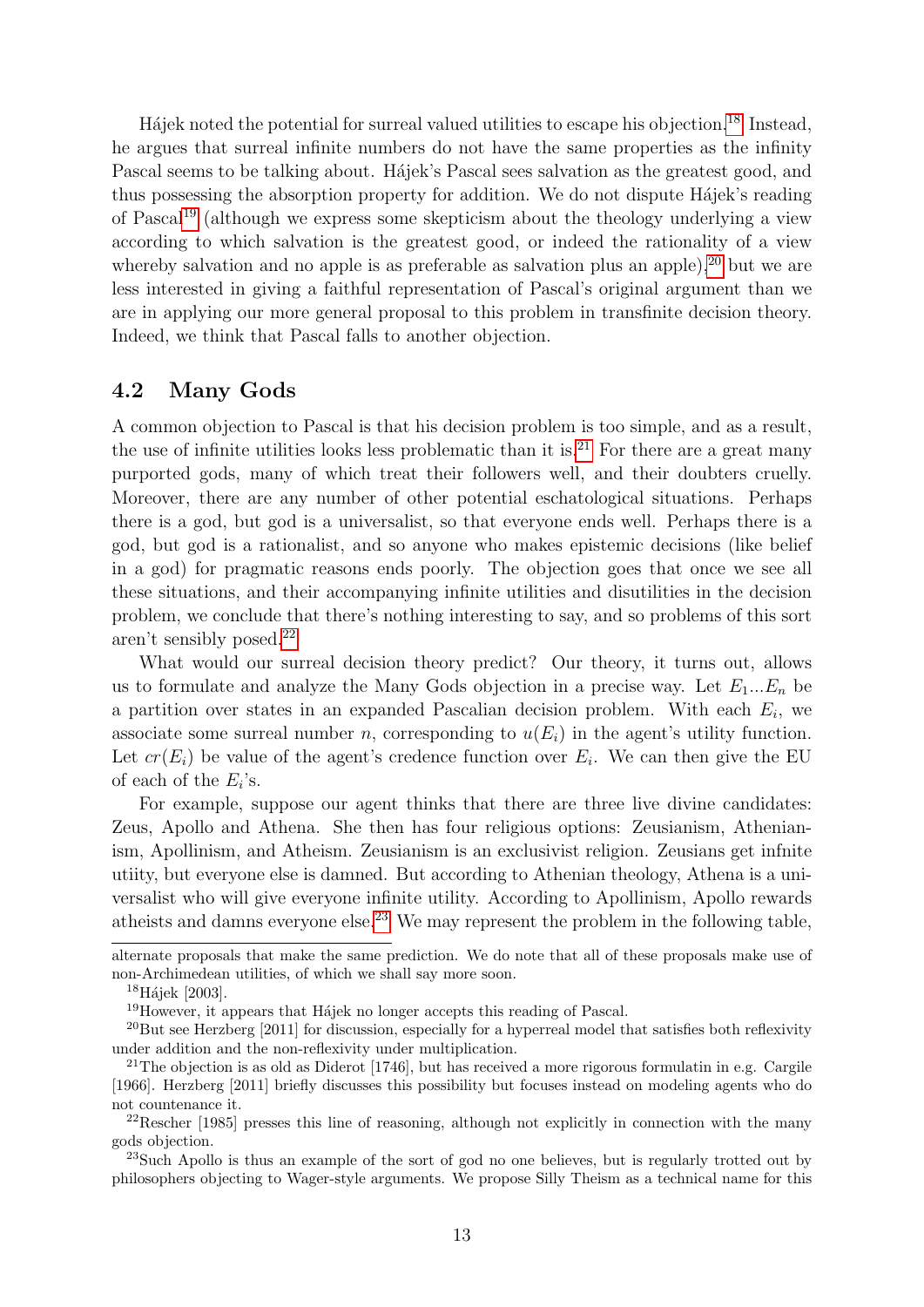Hájek noted the potential for surreal valued utilities to escape his objection.[18] Instead, he argues that surreal infinite numbers do not have the same properties as the infinity Pascal seems to be talking about. Hájek's Pascal sees salvation as the greatest good, and thus possessing the absorption property for addition. We do not dispute Hájek's reading of Pascal[19] (although we express some skepticism about the theology underlying a view according to which salvation is the greatest good, or indeed the rationality of a view whereby salvation and no apple is as preferable as salvation plus an apple),[20] but we are less interested in giving a faithful representation of Pascal's original argument than we are in applying our more general proposal to this problem in transfinite decision theory. Indeed, we think that Pascal falls to another objection.

## 4.2 Many Gods

A common objection to Pascal is that his decision problem is too simple, and as a result, the use of infinite utilities looks less problematic than it is.[21] For there are a great many purported gods, many of which treat their followers well, and their doubters cruelly. Moreover, there are any number of other potential eschatological situations. Perhaps there is a god, but god is a universalist, so that everyone ends well. Perhaps there is a god, but god is a rationalist, and so anyone who makes epistemic decisions (like belief in a god) for pragmatic reasons ends poorly. The objection goes that once we see all these situations, and their accompanying infinite utilities and disutilities in the decision problem, we conclude that there's nothing interesting to say, and so problems of this sort aren't sensibly posed.[22]

What would our surreal decision theory predict? Our theory, it turns out, allows us to formulate and analyze the Many Gods objection in a precise way. Let $E_1 ... E_n$ be a partition over states in an expanded Pascalian decision problem. With each $E_i$, we associate some surreal number $n$, corresponding to $u(E_i)$ in the agent's utility function. Let $cr(E_i)$ be value of the agent's credence function over $E_i$. We can then give the EU of each of the $E_i$'s.

For example, suppose our agent thinks that there are three live divine candidates: Zeus, Apollo and Athena. She then has four religious options: Zeusianism, Athenianism, Apollinism, and Atheism. Zeusianism is an exclusivist religion. Zeusians get infnite utiity, but everyone else is damned. But according to Athenian theology, Athena is a universalist who will give everyone infinite utility. According to Apollinism, Apollo rewards atheists and damns everyone else.[23] We may represent the problem in the following table,

---

alternate proposals that make the same prediction. We do note that all of these proposals make use of non-Archimedean utilities, of which we shall say more soon.

[18] Hájek [2003].

[19] However, it appears that Hájek no longer accepts this reading of Pascal.

[20] But see Herzberg [2011] for discussion, especially for a hyperreal model that satisfies both reflexivity under addition and the non-reflexivity under multiplication.

[21] The objection is as old as Diderot [1746], but has received a more rigorous formulatin in e.g. Cargile [1966]. Herzberg [2011] briefly discusses this possibility but focuses instead on modeling agents who do not countenance it.

[22] Rescher [1985] presses this line of reasoning, although not explicitly in connection with the many gods objection.

[23] Such Apollo is thus an example of the sort of god no one believes, but is regularly trotted out by philosophers objecting to Wager-style arguments. We propose Silly Theism as a technical name for this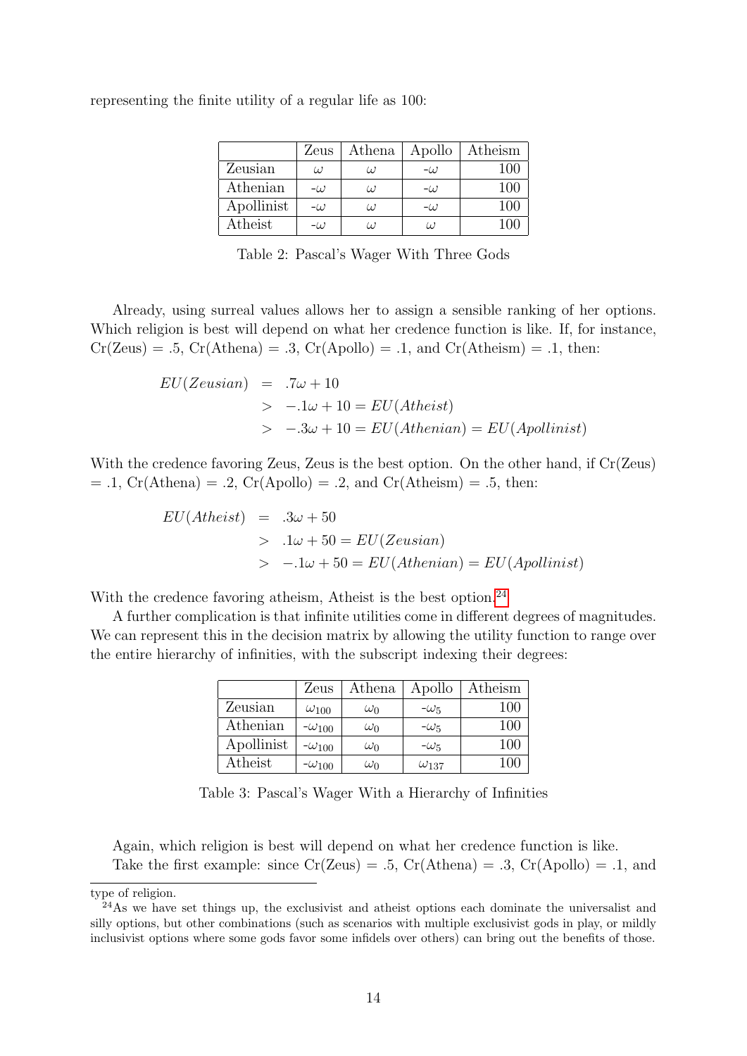representing the finite utility of a regular life as 100:

| | Zeus | Athena | Apollo | Atheism |
|---|---|---|---|---|
| Zeusian | $\omega$ | $\omega$ | $-\omega$ | 100 |
| Athenian | $-\omega$ | $\omega$ | $-\omega$ | 100 |
| Apollinist | $-\omega$ | $\omega$ | $-\omega$ | 100 |
| Atheist | $-\omega$ | $\omega$ | $\omega$ | 100 |

Table 2: Pascal's Wager With Three Gods

Already, using surreal values allows her to assign a sensible ranking of her options. Which religion is best will depend on what her credence function is like. If, for instance, Cr(Zeus) = .5, Cr(Athena) = .3, Cr(Apollo) = .1, and Cr(Atheism) = .1, then:

$$
\begin{aligned}
EU(Zeusian) &= .7\omega + 10 \\
&> -.1\omega + 10 = EU(Atheist) \\
&> -.3\omega + 10 = EU(Athenian) = EU(Apollinist)
\end{aligned}
$$

With the credence favoring Zeus, Zeus is the best option. On the other hand, if Cr(Zeus) = .1, Cr(Athena) = .2, Cr(Apollo) = .2, and Cr(Atheism) = .5, then:

$$
\begin{aligned}
EU(Atheist) &= .3\omega + 50 \\
&> .1\omega + 50 = EU(Zeusian) \\
&> -.1\omega + 50 = EU(Athenian) = EU(Apollinist)
\end{aligned}
$$

With the credence favoring atheism, Atheist is the best option.[24]

A further complication is that infinite utilities come in different degrees of magnitudes. We can represent this in the decision matrix by allowing the utility function to range over the entire hierarchy of infinities, with the subscript indexing their degrees:

| | Zeus | Athena | Apollo | Atheism |
|---|---|---|---|---|
| Zeusian | $\omega_{100}$ | $\omega_0$ | $-\omega_5$ | 100 |
| Athenian | $-\omega_{100}$ | $\omega_0$ | $-\omega_5$ | 100 |
| Apollinist | $-\omega_{100}$ | $\omega_0$ | $-\omega_5$ | 100 |
| Atheist | $-\omega_{100}$ | $\omega_0$ | $\omega_{137}$ | 100 |

Table 3: Pascal's Wager With a Hierarchy of Infinities

Again, which religion is best will depend on what her credence function is like.

Take the first example: since Cr(Zeus) = .5, Cr(Athena) = .3, Cr(Apollo) = .1, and

---

type of religion.

[24] As we have set things up, the exclusivist and atheist options each dominate the universalist and silly options, but other combinations (such as scenarios with multiple exclusivist gods in play, or mildly inclusivist options where some gods favor some infidels over others) can bring out the benefits of those.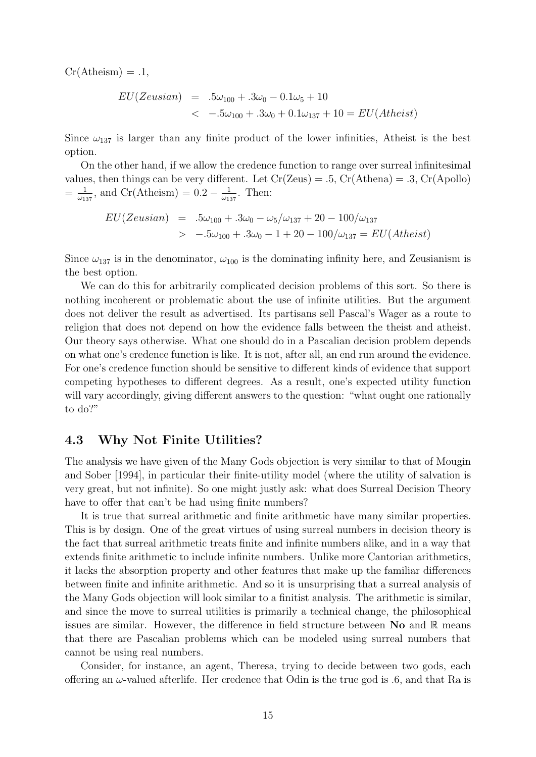Cr(Atheism) = .1,

$$\begin{aligned}
EU(Zeusian) &= .5\omega_{100} + .3\omega_0 - 0.1\omega_5 + 10 \\
&< -.5\omega_{100} + .3\omega_0 + 0.1\omega_{137} + 10 = EU(Atheist)
\end{aligned}$$

Since $\omega_{137}$ is larger than any finite product of the lower infinities, Atheist is the best option.

On the other hand, if we allow the credence function to range over surreal infinitesimal values, then things can be very different. Let Cr(Zeus) = .5, Cr(Athena) = .3, Cr(Apollo) $= \frac{1}{\omega_{137}}$, and Cr(Atheism) $= 0.2 - \frac{1}{\omega_{137}}$. Then:

$$\begin{aligned}
EU(Zeusian) &= .5\omega_{100} + .3\omega_0 - \omega_5/\omega_{137} + 20 - 100/\omega_{137} \\
&> -.5\omega_{100} + .3\omega_0 - 1 + 20 - 100/\omega_{137} = EU(Atheist)
\end{aligned}$$

Since $\omega_{137}$ is in the denominator, $\omega_{100}$ is the dominating infinity here, and Zeusianism is the best option.

We can do this for arbitrarily complicated decision problems of this sort. So there is nothing incoherent or problematic about the use of infinite utilities. But the argument does not deliver the result as advertised. Its partisans sell Pascal's Wager as a route to religion that does not depend on how the evidence falls between the theist and atheist. Our theory says otherwise. What one should do in a Pascalian decision problem depends on what one's credence function is like. It is not, after all, an end run around the evidence. For one's credence function should be sensitive to different kinds of evidence that support competing hypotheses to different degrees. As a result, one's expected utility function will vary accordingly, giving different answers to the question: "what ought one rationally to do?"

### 4.3 Why Not Finite Utilities?

The analysis we have given of the Many Gods objection is very similar to that of Mougin and Sober [1994], in particular their finite-utility model (where the utility of salvation is very great, but not infinite). So one might justly ask: what does Surreal Decision Theory have to offer that can't be had using finite numbers?

It is true that surreal arithmetic and finite arithmetic have many similar properties. This is by design. One of the great virtues of using surreal numbers in decision theory is the fact that surreal arithmetic treats finite and infinite numbers alike, and in a way that extends finite arithmetic to include infinite numbers. Unlike more Cantorian arithmetics, it lacks the absorption property and other features that make up the familiar differences between finite and infinite arithmetic. And so it is unsurprising that a surreal analysis of the Many Gods objection will look similar to a finitist analysis. The arithmetic is similar, and since the move to surreal utilities is primarily a technical change, the philosophical issues are similar. However, the difference in field structure between **No** and $\mathbb{R}$ means that there are Pascalian problems which can be modeled using surreal numbers that cannot be using real numbers.

Consider, for instance, an agent, Theresa, trying to decide between two gods, each offering an $\omega$-valued afterlife. Her credence that Odin is the true god is .6, and that Ra is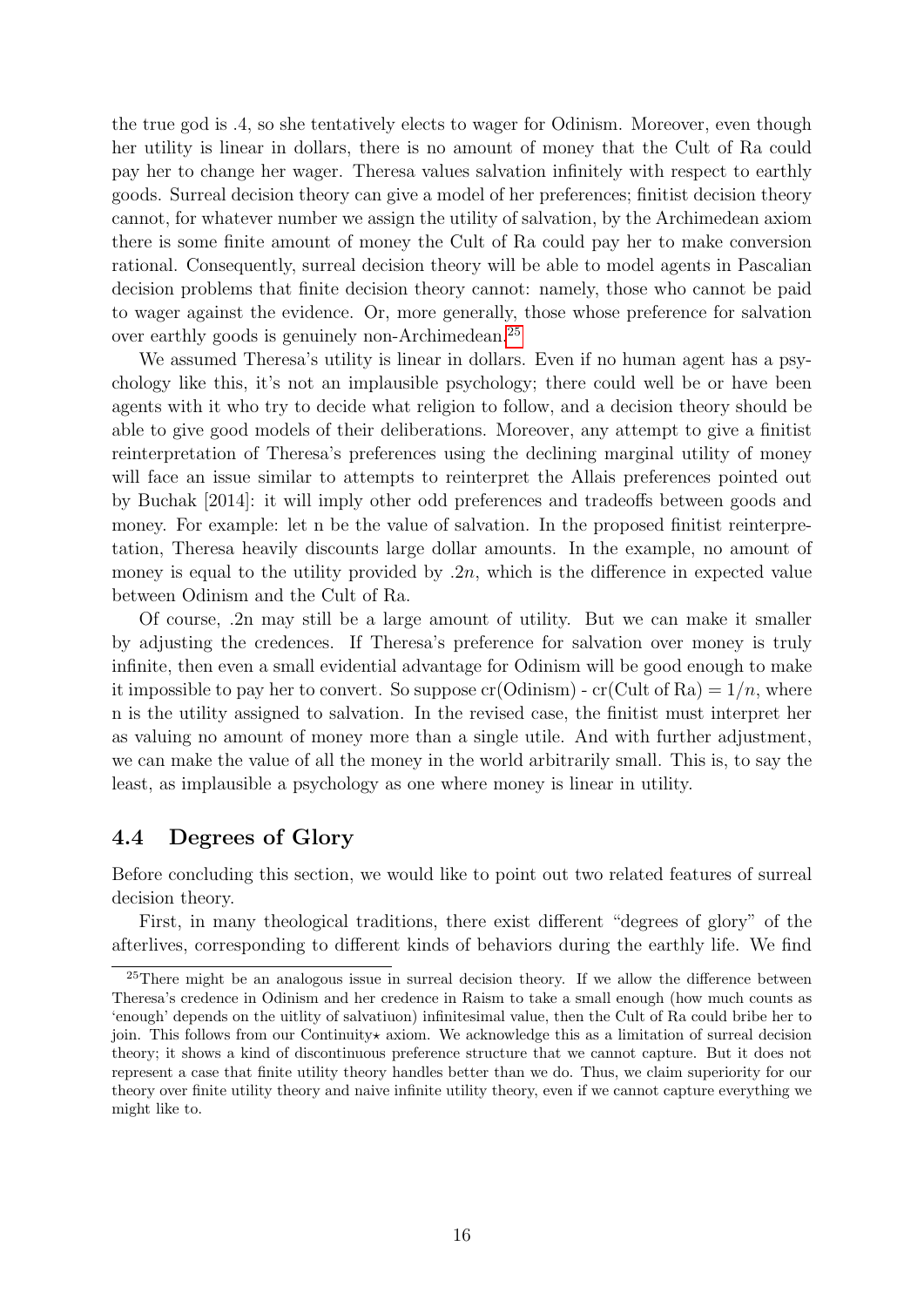the true god is .4, so she tentatively elects to wager for Odinism. Moreover, even though her utility is linear in dollars, there is no amount of money that the Cult of Ra could pay her to change her wager. Theresa values salvation infinitely with respect to earthly goods. Surreal decision theory can give a model of her preferences; finitist decision theory cannot, for whatever number we assign the utility of salvation, by the Archimedean axiom there is some finite amount of money the Cult of Ra could pay her to make conversion rational. Consequently, surreal decision theory will be able to model agents in Pascalian decision problems that finite decision theory cannot: namely, those who cannot be paid to wager against the evidence. Or, more generally, those whose preference for salvation over earthly goods is genuinely non-Archimedean.[25]

We assumed Theresa's utility is linear in dollars. Even if no human agent has a psychology like this, it's not an implausible psychology; there could well be or have been agents with it who try to decide what religion to follow, and a decision theory should be able to give good models of their deliberations. Moreover, any attempt to give a finitist reinterpretation of Theresa's preferences using the declining marginal utility of money will face an issue similar to attempts to reinterpret the Allais preferences pointed out by Buchak [2014]: it will imply other odd preferences and tradeoffs between goods and money. For example: let n be the value of salvation. In the proposed finitist reinterpretation, Theresa heavily discounts large dollar amounts. In the example, no amount of money is equal to the utility provided by $.2n$, which is the difference in expected value between Odinism and the Cult of Ra.

Of course, .2n may still be a large amount of utility. But we can make it smaller by adjusting the credences. If Theresa's preference for salvation over money is truly infinite, then even a small evidential advantage for Odinism will be good enough to make it impossible to pay her to convert. So suppose cr(Odinism) - cr(Cult of Ra) $= 1/n$, where n is the utility assigned to salvation. In the revised case, the finitist must interpret her as valuing no amount of money more than a single utile. And with further adjustment, we can make the value of all the money in the world arbitrarily small. This is, to say the least, as implausible a psychology as one where money is linear in utility.

## 4.4 Degrees of Glory

Before concluding this section, we would like to point out two related features of surreal decision theory.

First, in many theological traditions, there exist different "degrees of glory" of the afterlives, corresponding to different kinds of behaviors during the earthly life. We find

[25] There might be an analogous issue in surreal decision theory. If we allow the difference between Theresa's credence in Odinism and her credence in Raism to take a small enough (how much counts as 'enough' depends on the uitlity of salvatiuon) infinitesimal value, then the Cult of Ra could bribe her to join. This follows from our Continuity$\star$ axiom. We acknowledge this as a limitation of surreal decision theory; it shows a kind of discontinuous preference structure that we cannot capture. But it does not represent a case that finite utility theory handles better than we do. Thus, we claim superiority for our theory over finite utility theory and naive infinite utility theory, even if we cannot capture everything we might like to.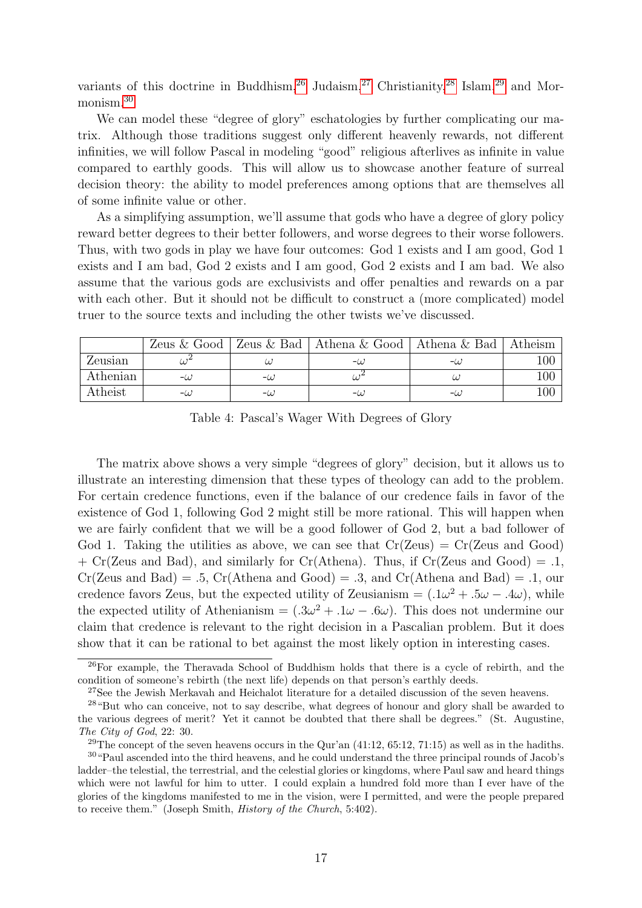variants of this doctrine in Buddhism,[26] Judaism,[27] Christianity,[28] Islam,[29] and Mormonism.[30]

We can model these "degree of glory" eschatologies by further complicating our matrix. Although those traditions suggest only different heavenly rewards, not different infinities, we will follow Pascal in modeling "good" religious afterlives as infinite in value compared to earthly goods. This will allow us to showcase another feature of surreal decision theory: the ability to model preferences among options that are themselves all of some infinite value or other.

As a simplifying assumption, we'll assume that gods who have a degree of glory policy reward better degrees to their better followers, and worse degrees to their worse followers. Thus, with two gods in play we have four outcomes: God 1 exists and I am good, God 1 exists and I am bad, God 2 exists and I am good, God 2 exists and I am bad. We also assume that the various gods are exclusivists and offer penalties and rewards on a par with each other. But it should not be difficult to construct a (more complicated) model truer to the source texts and including the other twists we've discussed.

| | Zeus & Good | Zeus & Bad | Athena & Good | Athena & Bad | Atheism |
|---|---|---|---|---|---|
| Zeusian | $\omega^2$ | $\omega$ | $-\omega$ | $-\omega$ | 100 |
| Athenian | $-\omega$ | $-\omega$ | $\omega^2$ | $\omega$ | 100 |
| Atheist | $-\omega$ | $-\omega$ | $-\omega$ | $-\omega$ | 100 |

Table 4: Pascal's Wager With Degrees of Glory

The matrix above shows a very simple "degrees of glory" decision, but it allows us to illustrate an interesting dimension that these types of theology can add to the problem. For certain credence functions, even if the balance of our credence fails in favor of the existence of God 1, following God 2 might still be more rational. This will happen when we are fairly confident that we will be a good follower of God 2, but a bad follower of God 1. Taking the utilities as above, we can see that Cr(Zeus) = Cr(Zeus and Good) + Cr(Zeus and Bad), and similarly for Cr(Athena). Thus, if Cr(Zeus and Good) = .1, Cr(Zeus and Bad) = .5, Cr(Athena and Good) = .3, and Cr(Athena and Bad) = .1, our credence favors Zeus, but the expected utility of Zeusianism = $(.1\omega^2 + .5\omega - .4\omega)$, while the expected utility of Athenianism = $(.3\omega^2 + .1\omega - .6\omega)$. This does not undermine our claim that credence is relevant to the right decision in a Pascalian problem. But it does show that it can be rational to bet against the most likely option in interesting cases.

[26] For example, the Theravada School of Buddhism holds that there is a cycle of rebirth, and the condition of someone's rebirth (the next life) depends on that person's earthly deeds.

[27] See the Jewish Merkavah and Heichalot literature for a detailed discussion of the seven heavens.

[28] "But who can conceive, not to say describe, what degrees of honour and glory shall be awarded to the various degrees of merit? Yet it cannot be doubted that there shall be degrees." (St. Augustine, *The City of God*, 22: 30.

[29] The concept of the seven heavens occurs in the Qur'an (41:12, 65:12, 71:15) as well as in the hadiths.

[30] "Paul ascended into the third heavens, and he could understand the three principal rounds of Jacob's ladder–the telestial, the terrestrial, and the celestial glories or kingdoms, where Paul saw and heard things which were not lawful for him to utter. I could explain a hundred fold more than I ever have of the glories of the kingdoms manifested to me in the vision, were I permitted, and were the people prepared to receive them." (Joseph Smith, *History of the Church*, 5:402).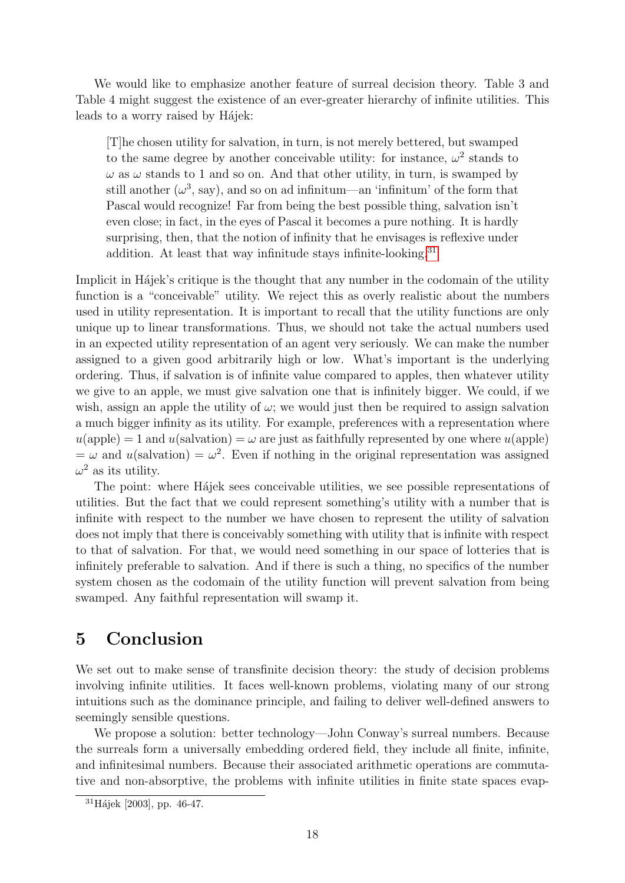We would like to emphasize another feature of surreal decision theory. Table 3 and Table 4 might suggest the existence of an ever-greater hierarchy of infinite utilities. This leads to a worry raised by Hájek:

> [T]he chosen utility for salvation, in turn, is not merely bettered, but swamped to the same degree by another conceivable utility: for instance, $\omega^2$ stands to $\omega$ as $\omega$ stands to 1 and so on. And that other utility, in turn, is swamped by still another ($\omega^3$, say), and so on ad infinitum—an 'infinitum' of the form that Pascal would recognize! Far from being the best possible thing, salvation isn't even close; in fact, in the eyes of Pascal it becomes a pure nothing. It is hardly surprising, then, that the notion of infinity that he envisages is reflexive under addition. At least that way infinitude stays infinite-looking.[31]

Implicit in Hájek's critique is the thought that any number in the codomain of the utility function is a "conceivable" utility. We reject this as overly realistic about the numbers used in utility representation. It is important to recall that the utility functions are only unique up to linear transformations. Thus, we should not take the actual numbers used in an expected utility representation of an agent very seriously. We can make the number assigned to a given good arbitrarily high or low. What's important is the underlying ordering. Thus, if salvation is of infinite value compared to apples, then whatever utility we give to an apple, we must give salvation one that is infinitely bigger. We could, if we wish, assign an apple the utility of $\omega$; we would just then be required to assign salvation a much bigger infinity as its utility. For example, preferences with a representation where $u(\text{apple}) = 1$ and $u(\text{salvation}) = \omega$ are just as faithfully represented by one where $u(\text{apple}) = \omega$ and $u(\text{salvation}) = \omega^2$. Even if nothing in the original representation was assigned $\omega^2$ as its utility.

The point: where Hájek sees conceivable utilities, we see possible representations of utilities. But the fact that we could represent something's utility with a number that is infinite with respect to the number we have chosen to represent the utility of salvation does not imply that there is conceivably something with utility that is infinite with respect to that of salvation. For that, we would need something in our space of lotteries that is infinitely preferable to salvation. And if there is such a thing, no specifics of the number system chosen as the codomain of the utility function will prevent salvation from being swamped. Any faithful representation will swamp it.

## 5 Conclusion

We set out to make sense of transfinite decision theory: the study of decision problems involving infinite utilities. It faces well-known problems, violating many of our strong intuitions such as the dominance principle, and failing to deliver well-defined answers to seemingly sensible questions.

We propose a solution: better technology—John Conway's surreal numbers. Because the surreals form a universally embedding ordered field, they include all finite, infinite, and infinitesimal numbers. Because their associated arithmetic operations are commutative and non-absorptive, the problems with infinite utilities in finite state spaces evap-

[31] Hájek [2003], pp. 46-47.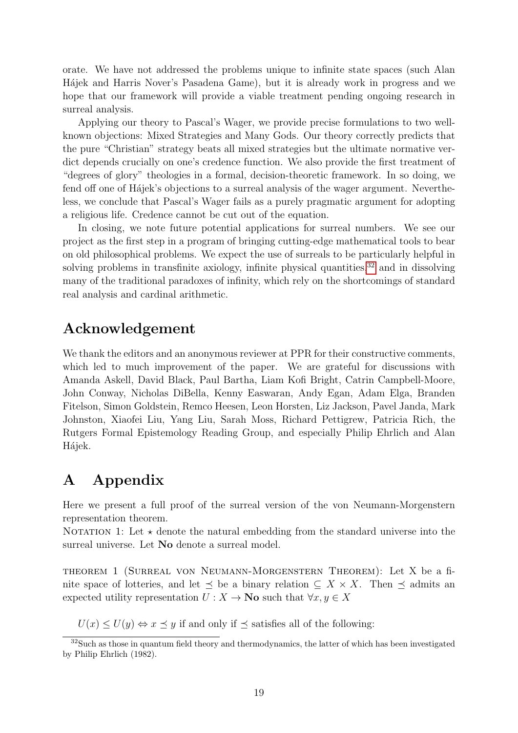orate. We have not addressed the problems unique to infinite state spaces (such Alan Hájek and Harris Nover's Pasadena Game), but it is already work in progress and we hope that our framework will provide a viable treatment pending ongoing research in surreal analysis.

Applying our theory to Pascal's Wager, we provide precise formulations to two well-known objections: Mixed Strategies and Many Gods. Our theory correctly predicts that the pure "Christian" strategy beats all mixed strategies but the ultimate normative verdict depends crucially on one's credence function. We also provide the first treatment of "degrees of glory" theologies in a formal, decision-theoretic framework. In so doing, we fend off one of Hájek's objections to a surreal analysis of the wager argument. Nevertheless, we conclude that Pascal's Wager fails as a purely pragmatic argument for adopting a religious life. Credence cannot be cut out of the equation.

In closing, we note future potential applications for surreal numbers. We see our project as the first step in a program of bringing cutting-edge mathematical tools to bear on old philosophical problems. We expect the use of surreals to be particularly helpful in solving problems in transfinite axiology, infinite physical quantities,[32] and in dissolving many of the traditional paradoxes of infinity, which rely on the shortcomings of standard real analysis and cardinal arithmetic.

## Acknowledgement

We thank the editors and an anonymous reviewer at PPR for their constructive comments, which led to much improvement of the paper. We are grateful for discussions with Amanda Askell, David Black, Paul Bartha, Liam Kofi Bright, Catrin Campbell-Moore, John Conway, Nicholas DiBella, Kenny Easwaran, Andy Egan, Adam Elga, Branden Fitelson, Simon Goldstein, Remco Heesen, Leon Horsten, Liz Jackson, Pavel Janda, Mark Johnston, Xiaofei Liu, Yang Liu, Sarah Moss, Richard Pettigrew, Patricia Rich, the Rutgers Formal Epistemology Reading Group, and especially Philip Ehrlich and Alan Hájek.

# A Appendix

Here we present a full proof of the surreal version of the von Neumann-Morgenstern representation theorem.

NOTATION 1: Let $\star$ denote the natural embedding from the standard universe into the surreal universe. Let **No** denote a surreal model.

THEOREM 1 (SURREAL VON NEUMANN-MORGENSTERN THEOREM): Let X be a finite space of lotteries, and let $\preceq$ be a binary relation $\subseteq X \times X$. Then $\preceq$ admits an expected utility representation $U : X \to \mathbf{No}$ such that $\forall x, y \in X$

$U(x) \leq U(y) \Leftrightarrow x \preceq y$ if and only if $\preceq$ satisfies all of the following:

[32] Such as those in quantum field theory and thermodynamics, the latter of which has been investigated by Philip Ehrlich (1982).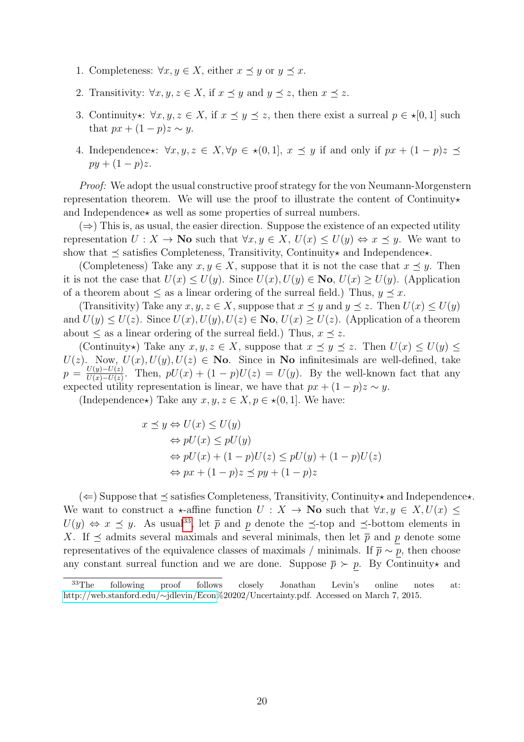1. Completeness: $\forall x, y \in X$, either $x \preceq y$ or $y \preceq x$.
2. Transitivity: $\forall x, y, z \in X$, if $x \preceq y$ and $y \preceq z$, then $x \preceq z$.
3. Continuity⋆: $\forall x, y, z \in X$, if $x \preceq y \preceq z$, then there exist a surreal $p \in \star[0,1]$ such that $px + (1-p)z \sim y$.
4. Independence⋆: $\forall x, y, z \in X, \forall p \in \star(0,1]$, $x \preceq y$ if and only if $px + (1-p)z \preceq py + (1-p)z$.

*Proof:* We adopt the usual constructive proof strategy for the von Neumann-Morgenstern representation theorem. We will use the proof to illustrate the content of Continuity⋆ and Independence⋆ as well as some properties of surreal numbers.

($\Rightarrow$) This is, as usual, the easier direction. Suppose the existence of an expected utility representation $U : X \to \mathbf{No}$ such that $\forall x, y \in X$, $U(x) \leq U(y) \Leftrightarrow x \preceq y$. We want to show that $\preceq$ satisfies Completeness, Transitivity, Continuity⋆ and Independence⋆.

(Completeness) Take any $x, y \in X$, suppose that it is not the case that $x \preceq y$. Then it is not the case that $U(x) \leq U(y)$. Since $U(x), U(y) \in \mathbf{No}$, $U(x) \geq U(y)$. (Application of a theorem about $\leq$ as a linear ordering of the surreal field.) Thus, $y \preceq x$.

(Transitivity) Take any $x, y, z \in X$, suppose that $x \preceq y$ and $y \preceq z$. Then $U(x) \leq U(y)$ and $U(y) \leq U(z)$. Since $U(x), U(y), U(z) \in \mathbf{No}$, $U(x) \geq U(z)$. (Application of a theorem about $\leq$ as a linear ordering of the surreal field.) Thus, $x \preceq z$.

(Continuity⋆) Take any $x, y, z \in X$, suppose that $x \preceq y \preceq z$. Then $U(x) \leq U(y) \leq U(z)$. Now, $U(x), U(y), U(z) \in \mathbf{No}$. Since in $\mathbf{No}$ infinitesimals are well-defined, take $p = \frac{U(y)-U(z)}{U(x)-U(z)}$. Then, $pU(x) + (1-p)U(z) = U(y)$. By the well-known fact that any expected utility representation is linear, we have that $px + (1-p)z \sim y$.

(Independence⋆) Take any $x, y, z \in X, p \in \star(0,1]$. We have:

$$
\begin{aligned}
x \preceq y &\Leftrightarrow U(x) \leq U(y) \\
&\Leftrightarrow pU(x) \leq pU(y) \\
&\Leftrightarrow pU(x) + (1-p)U(z) \leq pU(y) + (1-p)U(z) \\
&\Leftrightarrow px + (1-p)z \preceq py + (1-p)z
\end{aligned}
$$

($\Leftarrow$) Suppose that $\preceq$ satisfies Completeness, Transitivity, Continuity⋆ and Independence⋆. We want to construct a ⋆-affine function $U : X \to \mathbf{No}$ such that $\forall x, y \in X, U(x) \leq U(y) \Leftrightarrow x \preceq y$. As usual[33], let $\overline{p}$ and $\underline{p}$ denote the $\preceq$-top and $\preceq$-bottom elements in $X$. If $\preceq$ admits several maximals and several minimals, then let $\overline{p}$ and $\underline{p}$ denote some representatives of the equivalence classes of maximals / minimals. If $\overline{p} \sim \underline{p}$, then choose any constant surreal function and we are done. Suppose $\overline{p} \succ \underline{p}$. By Continuity⋆ and

[33] The following proof follows closely Jonathan Levin's online notes at: http://web.stanford.edu/~jdlevin/Econ%20202/Uncertainty.pdf. Accessed on March 7, 2015.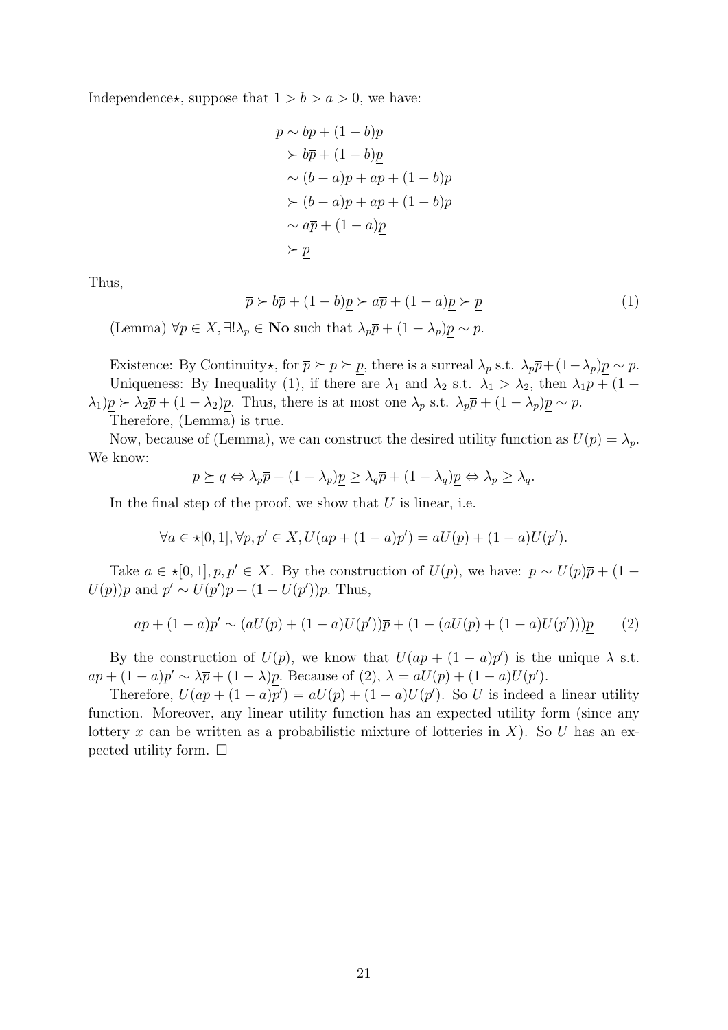Independence$\star$, suppose that $1 > b > a > 0$, we have:

$$
\begin{aligned}
\overline{p} &\sim b\overline{p} + (1-b)\overline{p} \\
&\succ b\overline{p} + (1-b)\underline{p} \\
&\sim (b-a)\overline{p} + a\overline{p} + (1-b)\underline{p} \\
&\succ (b-a)\underline{p} + a\overline{p} + (1-b)\underline{p} \\
&\sim a\overline{p} + (1-a)\underline{p} \\
&\succ \underline{p}
\end{aligned}
$$

Thus,

$$
\overline{p} \succ b\overline{p} + (1-b)\underline{p} \succ a\overline{p} + (1-a)\underline{p} \succ \underline{p} \tag{1}
$$

(Lemma) $\forall p \in X, \exists! \lambda_p \in \mathbf{No}$ such that $\lambda_p\overline{p} + (1-\lambda_p)\underline{p} \sim p$.

Existence: By Continuity$\star$, for $\overline{p} \succeq p \succeq \underline{p}$, there is a surreal $\lambda_p$ s.t. $\lambda_p\overline{p} + (1-\lambda_p)\underline{p} \sim p$.

Uniqueness: By Inequality (1), if there are $\lambda_1$ and $\lambda_2$ s.t. $\lambda_1 > \lambda_2$, then $\lambda_1\overline{p} + (1-\lambda_1)\underline{p} \succ \lambda_2\overline{p} + (1-\lambda_2)\underline{p}$. Thus, there is at most one $\lambda_p$ s.t. $\lambda_p\overline{p} + (1-\lambda_p)\underline{p} \sim p$.

Therefore, (Lemma) is true.

Now, because of (Lemma), we can construct the desired utility function as $U(p) = \lambda_p$. We know:

$$
p \succeq q \Leftrightarrow \lambda_p\overline{p} + (1-\lambda_p)\underline{p} \geq \lambda_q\overline{p} + (1-\lambda_q)\underline{p} \Leftrightarrow \lambda_p \geq \lambda_q.
$$

In the final step of the proof, we show that $U$ is linear, i.e.

$$
\forall a \in \star[0,1], \forall p, p' \in X, U(ap + (1-a)p') = aU(p) + (1-a)U(p').
$$

Take $a \in \star[0,1], p, p' \in X$. By the construction of $U(p)$, we have: $p \sim U(p)\overline{p} + (1-U(p))\underline{p}$ and $p' \sim U(p')\overline{p} + (1-U(p'))\underline{p}$. Thus,

$$
ap + (1-a)p' \sim (aU(p) + (1-a)U(p'))\overline{p} + (1-(aU(p) + (1-a)U(p')))\underline{p} \tag{2}
$$

By the construction of $U(p)$, we know that $U(ap + (1-a)p')$ is the unique $\lambda$ s.t. $ap + (1-a)p' \sim \lambda\overline{p} + (1-\lambda)\underline{p}$. Because of (2), $\lambda = aU(p) + (1-a)U(p')$.

Therefore, $U(ap + (1-a)p') = aU(p) + (1-a)U(p')$. So $U$ is indeed a linear utility function. Moreover, any linear utility function has an expected utility form (since any lottery $x$ can be written as a probabilistic mixture of lotteries in $X$). So $U$ has an expected utility form. $\square$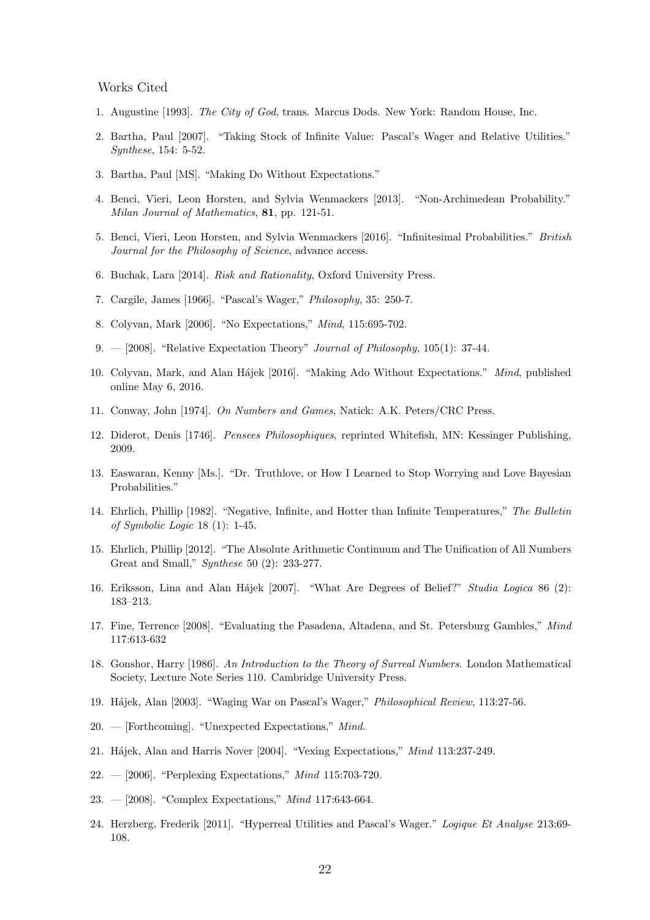Works Cited

1. Augustine [1993]. *The City of God*, trans. Marcus Dods. New York: Random House, Inc.
2. Bartha, Paul [2007]. "Taking Stock of Infinite Value: Pascal's Wager and Relative Utilities." *Synthese*, 154: 5-52.
3. Bartha, Paul [MS]. "Making Do Without Expectations."
4. Benci, Vieri, Leon Horsten, and Sylvia Wenmackers [2013]. "Non-Archimedean Probability." *Milan Journal of Mathematics*, **81**, pp. 121-51.
5. Benci, Vieri, Leon Horsten, and Sylvia Wenmackers [2016]. "Infinitesimal Probabilities." *British Journal for the Philosophy of Science*, advance access.
6. Buchak, Lara [2014]. *Risk and Rationality*, Oxford University Press.
7. Cargile, James [1966]. "Pascal's Wager," *Philosophy*, 35: 250-7.
8. Colyvan, Mark [2006]. "No Expectations," *Mind*, 115:695-702.
9. — [2008]. "Relative Expectation Theory" *Journal of Philosophy*, 105(1): 37-44.
10. Colyvan, Mark, and Alan Hájek [2016]. "Making Ado Without Expectations." *Mind*, published online May 6, 2016.
11. Conway, John [1974]. *On Numbers and Games*, Natick: A.K. Peters/CRC Press.
12. Diderot, Denis [1746]. *Pensees Philosophiques*, reprinted Whitefish, MN: Kessinger Publishing, 2009.
13. Easwaran, Kenny [Ms.]. "Dr. Truthlove, or How I Learned to Stop Worrying and Love Bayesian Probabilities."
14. Ehrlich, Phillip [1982]. "Negative, Infinite, and Hotter than Infinite Temperatures," *The Bulletin of Symbolic Logic* 18 (1): 1-45.
15. Ehrlich, Phillip [2012]. "The Absolute Arithmetic Continuum and The Unification of All Numbers Great and Small," *Synthese* 50 (2): 233-277.
16. Eriksson, Lina and Alan Hájek [2007]. "What Are Degrees of Belief?" *Studia Logica* 86 (2): 183–213.
17. Fine, Terrence [2008]. "Evaluating the Pasadena, Altadena, and St. Petersburg Gambles," *Mind* 117:613-632
18. Gonshor, Harry [1986]. *An Introduction to the Theory of Surreal Numbers*. London Mathematical Society, Lecture Note Series 110. Cambridge University Press.
19. Hájek, Alan [2003]. "Waging War on Pascal's Wager," *Philosophical Review*, 113:27-56.
20. — [Forthcoming]. "Unexpected Expectations," *Mind*.
21. Hájek, Alan and Harris Nover [2004]. "Vexing Expectations," *Mind* 113:237-249.
22. — [2006]. "Perplexing Expectations," *Mind* 115:703-720.
23. — [2008]. "Complex Expectations," *Mind* 117:643-664.
24. Herzberg, Frederik [2011]. "Hyperreal Utilities and Pascal's Wager." *Logique Et Analyse* 213:69-108.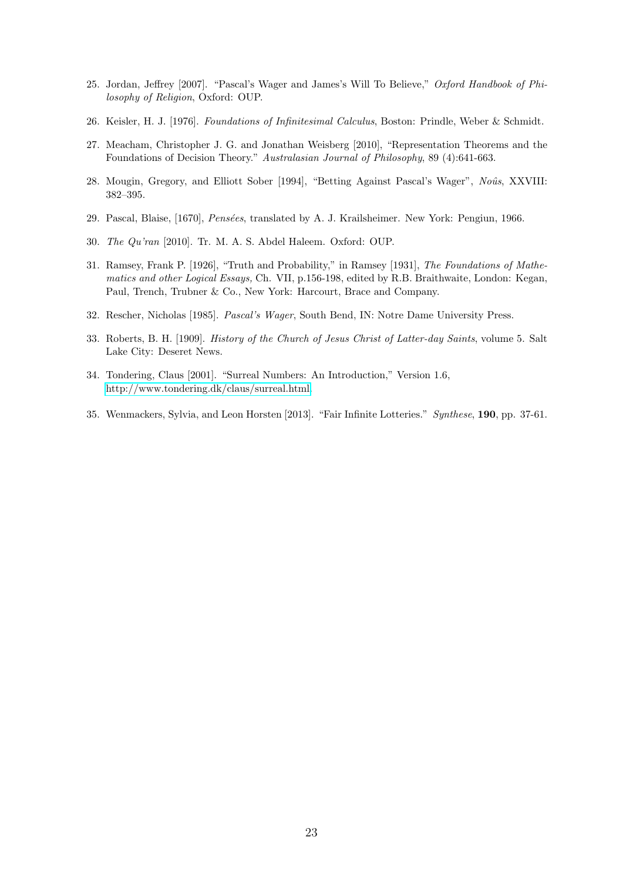25. Jordan, Jeffrey [2007]. "Pascal's Wager and James's Will To Believe," *Oxford Handbook of Philosophy of Religion*, Oxford: OUP.

26. Keisler, H. J. [1976]. *Foundations of Infinitesimal Calculus*, Boston: Prindle, Weber & Schmidt.

27. Meacham, Christopher J. G. and Jonathan Weisberg [2010], "Representation Theorems and the Foundations of Decision Theory." *Australasian Journal of Philosophy*, 89 (4):641-663.

28. Mougin, Gregory, and Elliott Sober [1994], "Betting Against Pascal's Wager", *Noûs*, XXVIII: 382–395.

29. Pascal, Blaise, [1670], *Pensées*, translated by A. J. Krailsheimer. New York: Pengiun, 1966.

30. *The Qu'ran* [2010]. Tr. M. A. S. Abdel Haleem. Oxford: OUP.

31. Ramsey, Frank P. [1926], "Truth and Probability," in Ramsey [1931], *The Foundations of Mathematics and other Logical Essays,* Ch. VII, p.156-198, edited by R.B. Braithwaite, London: Kegan, Paul, Trench, Trubner & Co., New York: Harcourt, Brace and Company.

32. Rescher, Nicholas [1985]. *Pascal's Wager*, South Bend, IN: Notre Dame University Press.

33. Roberts, B. H. [1909]. *History of the Church of Jesus Christ of Latter-day Saints*, volume 5. Salt Lake City: Deseret News.

34. Tondering, Claus [2001]. "Surreal Numbers: An Introduction," Version 1.6, http://www.tondering.dk/claus/surreal.html.

35. Wenmackers, Sylvia, and Leon Horsten [2013]. "Fair Infinite Lotteries." *Synthese*, **190**, pp. 37-61.